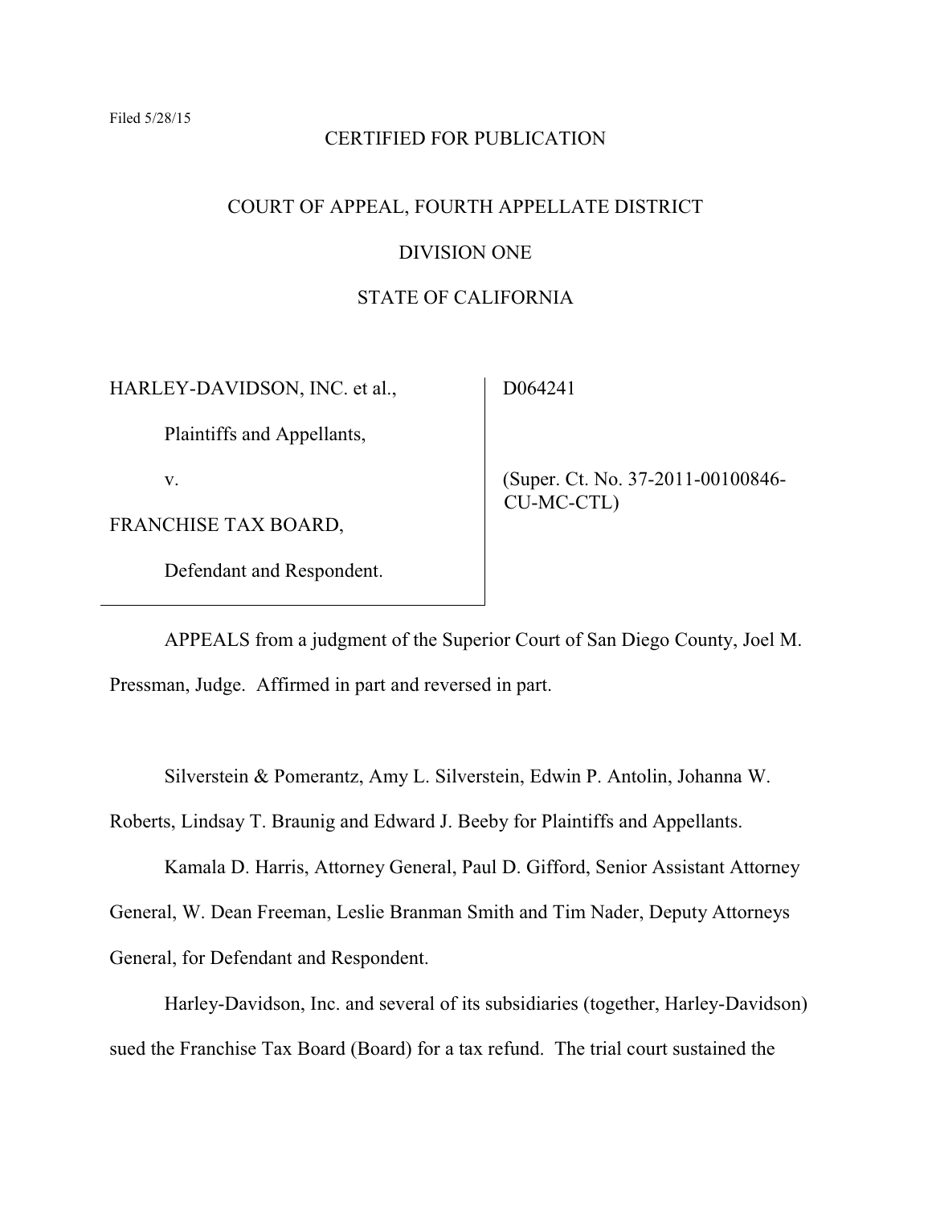Filed 5/28/15

CERTIFIED FOR PUBLICATION

COURT OF APPEAL, FOURTH APPELLATE DISTRICT

DIVISION ONE

STATE OF CALIFORNIA

| | |
|---|---|
| HARLEY-DAVIDSON, INC. et al.,<br><br>Plaintiffs and Appellants,<br><br>v.<br><br>FRANCHISE TAX BOARD,<br><br>Defendant and Respondent. | D064241<br><br>(Super. Ct. No. 37-2011-00100846-CU-MC-CTL) |

APPEALS from a judgment of the Superior Court of San Diego County, Joel M. Pressman, Judge. Affirmed in part and reversed in part.

Silverstein & Pomerantz, Amy L. Silverstein, Edwin P. Antolin, Johanna W. Roberts, Lindsay T. Braunig and Edward J. Beeby for Plaintiffs and Appellants.

Kamala D. Harris, Attorney General, Paul D. Gifford, Senior Assistant Attorney General, W. Dean Freeman, Leslie Branman Smith and Tim Nader, Deputy Attorneys General, for Defendant and Respondent.

Harley-Davidson, Inc. and several of its subsidiaries (together, Harley-Davidson) sued the Franchise Tax Board (Board) for a tax refund. The trial court sustained the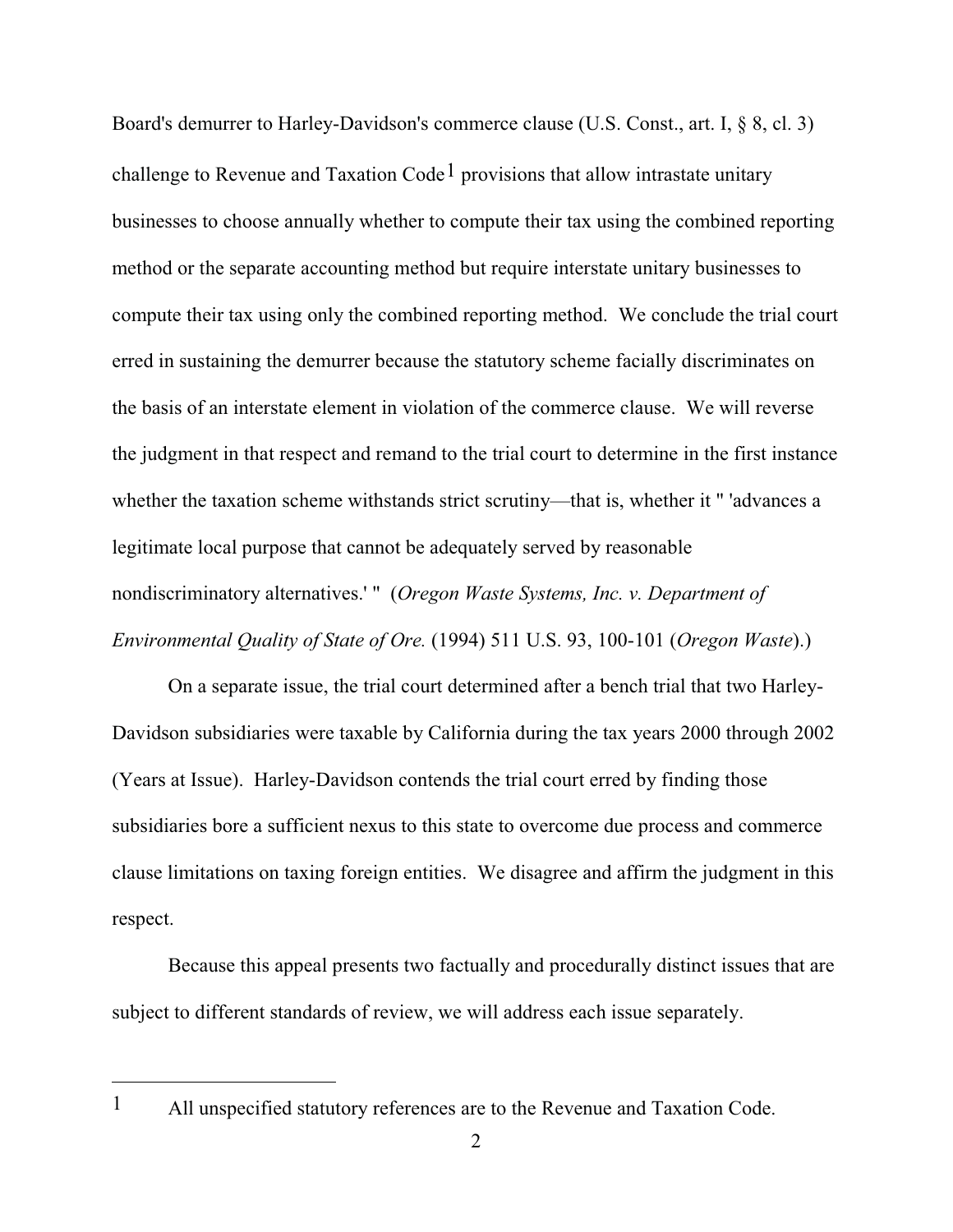Board's demurrer to Harley-Davidson's commerce clause (U.S. Const., art. I, § 8, cl. 3) challenge to Revenue and Taxation Code[1] provisions that allow intrastate unitary businesses to choose annually whether to compute their tax using the combined reporting method or the separate accounting method but require interstate unitary businesses to compute their tax using only the combined reporting method. We conclude the trial court erred in sustaining the demurrer because the statutory scheme facially discriminates on the basis of an interstate element in violation of the commerce clause. We will reverse the judgment in that respect and remand to the trial court to determine in the first instance whether the taxation scheme withstands strict scrutiny—that is, whether it " 'advances a legitimate local purpose that cannot be adequately served by reasonable nondiscriminatory alternatives.' " (*Oregon Waste Systems, Inc. v. Department of Environmental Quality of State of Ore.* (1994) 511 U.S. 93, 100-101 (*Oregon Waste*).)

On a separate issue, the trial court determined after a bench trial that two Harley-Davidson subsidiaries were taxable by California during the tax years 2000 through 2002 (Years at Issue). Harley-Davidson contends the trial court erred by finding those subsidiaries bore a sufficient nexus to this state to overcome due process and commerce clause limitations on taxing foreign entities. We disagree and affirm the judgment in this respect.

Because this appeal presents two factually and procedurally distinct issues that are subject to different standards of review, we will address each issue separately.

---

[1] All unspecified statutory references are to the Revenue and Taxation Code.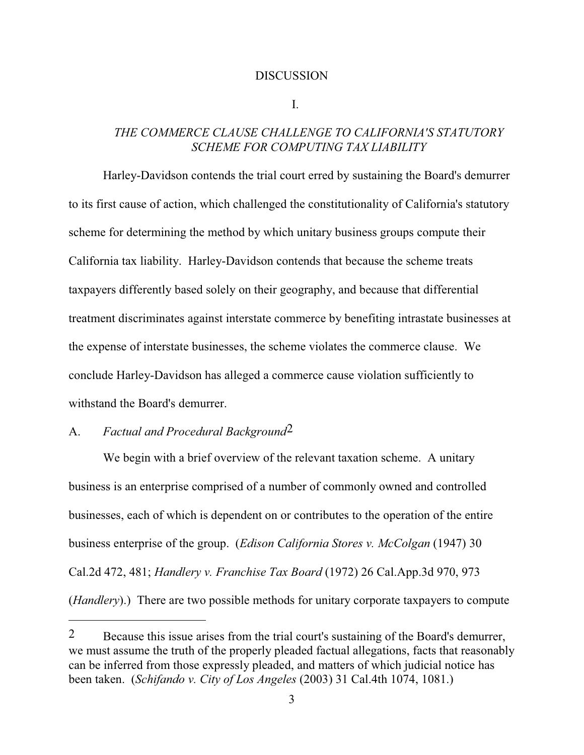## DISCUSSION

### I.

### *THE COMMERCE CLAUSE CHALLENGE TO CALIFORNIA'S STATUTORY SCHEME FOR COMPUTING TAX LIABILITY*

Harley-Davidson contends the trial court erred by sustaining the Board's demurrer to its first cause of action, which challenged the constitutionality of California's statutory scheme for determining the method by which unitary business groups compute their California tax liability. Harley-Davidson contends that because the scheme treats taxpayers differently based solely on their geography, and because that differential treatment discriminates against interstate commerce by benefiting intrastate businesses at the expense of interstate businesses, the scheme violates the commerce clause. We conclude Harley-Davidson has alleged a commerce cause violation sufficiently to withstand the Board's demurrer.

A. *Factual and Procedural Background*[2]

We begin with a brief overview of the relevant taxation scheme. A unitary business is an enterprise comprised of a number of commonly owned and controlled businesses, each of which is dependent on or contributes to the operation of the entire business enterprise of the group. (*Edison California Stores v. McColgan* (1947) 30 Cal.2d 472, 481; *Handlery v. Franchise Tax Board* (1972) 26 Cal.App.3d 970, 973 (*Handlery*).) There are two possible methods for unitary corporate taxpayers to compute

---

[2] Because this issue arises from the trial court's sustaining of the Board's demurrer, we must assume the truth of the properly pleaded factual allegations, facts that reasonably can be inferred from those expressly pleaded, and matters of which judicial notice has been taken. (*Schifando v. City of Los Angeles* (2003) 31 Cal.4th 1074, 1081.)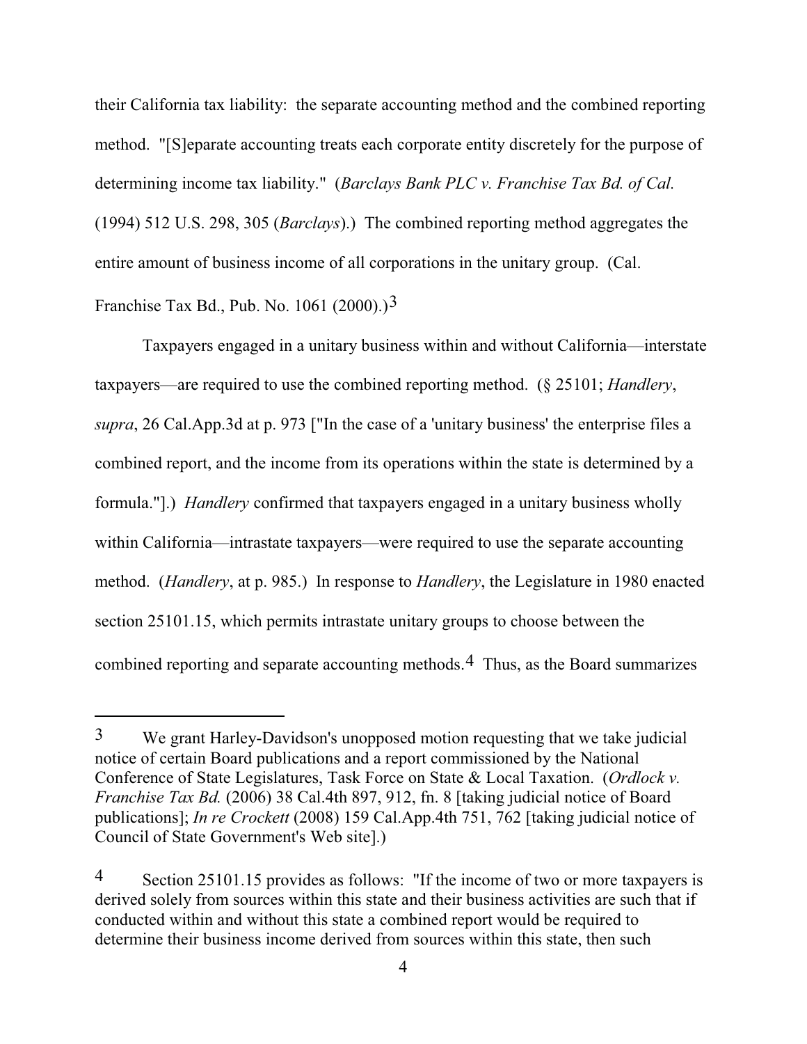their California tax liability: the separate accounting method and the combined reporting method. "[S]eparate accounting treats each corporate entity discretely for the purpose of determining income tax liability." (*Barclays Bank PLC v. Franchise Tax Bd. of Cal.* (1994) 512 U.S. 298, 305 (*Barclays*).) The combined reporting method aggregates the entire amount of business income of all corporations in the unitary group. (Cal. Franchise Tax Bd., Pub. No. 1061 (2000).)[3]

Taxpayers engaged in a unitary business within and without California—interstate taxpayers—are required to use the combined reporting method. (§ 25101; *Handlery*, *supra*, 26 Cal.App.3d at p. 973 ["In the case of a 'unitary business' the enterprise files a combined report, and the income from its operations within the state is determined by a formula."].) *Handlery* confirmed that taxpayers engaged in a unitary business wholly within California—intrastate taxpayers—were required to use the separate accounting method. (*Handlery*, at p. 985.) In response to *Handlery*, the Legislature in 1980 enacted section 25101.15, which permits intrastate unitary groups to choose between the combined reporting and separate accounting methods.[4] Thus, as the Board summarizes

---

[3] We grant Harley-Davidson's unopposed motion requesting that we take judicial notice of certain Board publications and a report commissioned by the National Conference of State Legislatures, Task Force on State & Local Taxation. (*Ordlock v. Franchise Tax Bd.* (2006) 38 Cal.4th 897, 912, fn. 8 [taking judicial notice of Board publications]; *In re Crockett* (2008) 159 Cal.App.4th 751, 762 [taking judicial notice of Council of State Government's Web site].)

[4] Section 25101.15 provides as follows: "If the income of two or more taxpayers is derived solely from sources within this state and their business activities are such that if conducted within and without this state a combined report would be required to determine their business income derived from sources within this state, then such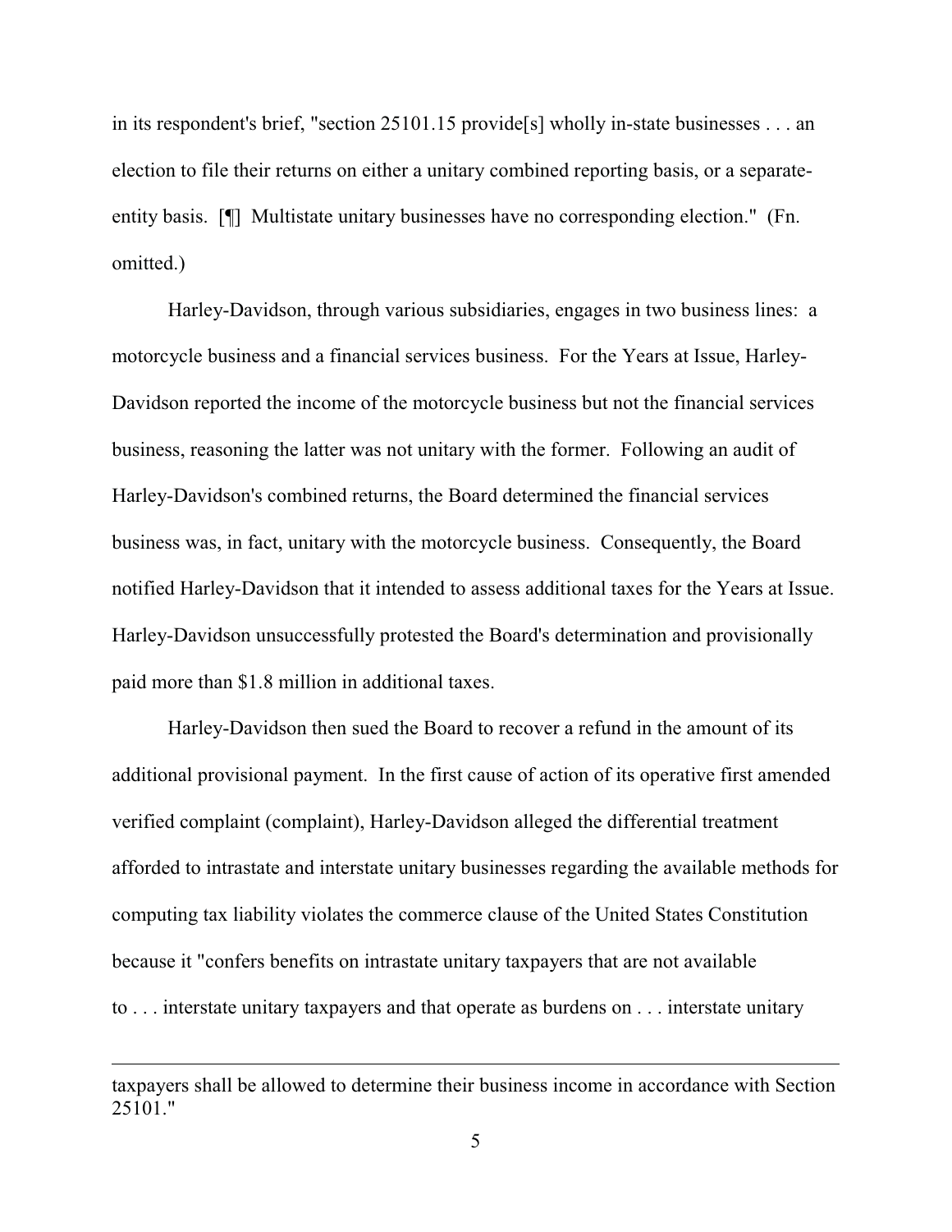in its respondent's brief, "section 25101.15 provide[s] wholly in-state businesses . . . an election to file their returns on either a unitary combined reporting basis, or a separate-entity basis. [¶] Multistate unitary businesses have no corresponding election." (Fn. omitted.)

Harley-Davidson, through various subsidiaries, engages in two business lines: a motorcycle business and a financial services business. For the Years at Issue, Harley-Davidson reported the income of the motorcycle business but not the financial services business, reasoning the latter was not unitary with the former. Following an audit of Harley-Davidson's combined returns, the Board determined the financial services business was, in fact, unitary with the motorcycle business. Consequently, the Board notified Harley-Davidson that it intended to assess additional taxes for the Years at Issue. Harley-Davidson unsuccessfully protested the Board's determination and provisionally paid more than $1.8 million in additional taxes.

Harley-Davidson then sued the Board to recover a refund in the amount of its additional provisional payment. In the first cause of action of its operative first amended verified complaint (complaint), Harley-Davidson alleged the differential treatment afforded to intrastate and interstate unitary businesses regarding the available methods for computing tax liability violates the commerce clause of the United States Constitution because it "confers benefits on intrastate unitary taxpayers that are not available to . . . interstate unitary taxpayers and that operate as burdens on . . . interstate unitary

---

taxpayers shall be allowed to determine their business income in accordance with Section 25101."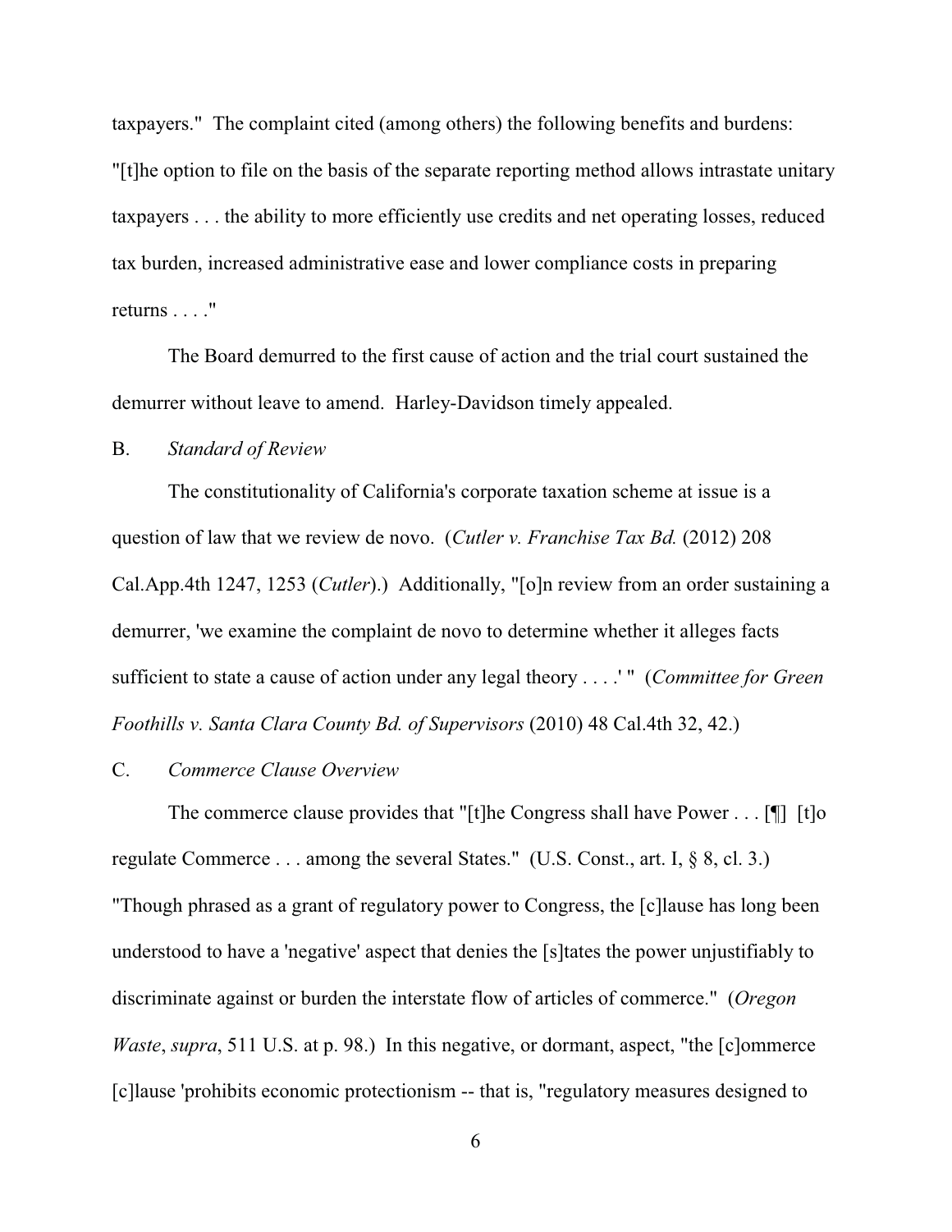taxpayers." The complaint cited (among others) the following benefits and burdens: "[t]he option to file on the basis of the separate reporting method allows intrastate unitary taxpayers . . . the ability to more efficiently use credits and net operating losses, reduced tax burden, increased administrative ease and lower compliance costs in preparing returns . . . ."

The Board demurred to the first cause of action and the trial court sustained the demurrer without leave to amend. Harley-Davidson timely appealed.

B. *Standard of Review*

The constitutionality of California's corporate taxation scheme at issue is a question of law that we review de novo. (*Cutler v. Franchise Tax Bd.* (2012) 208 Cal.App.4th 1247, 1253 (*Cutler*).) Additionally, "[o]n review from an order sustaining a demurrer, 'we examine the complaint de novo to determine whether it alleges facts sufficient to state a cause of action under any legal theory . . . .' " (*Committee for Green Foothills v. Santa Clara County Bd. of Supervisors* (2010) 48 Cal.4th 32, 42.)

C. *Commerce Clause Overview*

The commerce clause provides that "[t]he Congress shall have Power . . . [¶] [t]o regulate Commerce . . . among the several States." (U.S. Const., art. I, § 8, cl. 3.) "Though phrased as a grant of regulatory power to Congress, the [c]lause has long been understood to have a 'negative' aspect that denies the [s]tates the power unjustifiably to discriminate against or burden the interstate flow of articles of commerce." (*Oregon Waste*, *supra*, 511 U.S. at p. 98.) In this negative, or dormant, aspect, "the [c]ommerce [c]lause 'prohibits economic protectionism -- that is, "regulatory measures designed to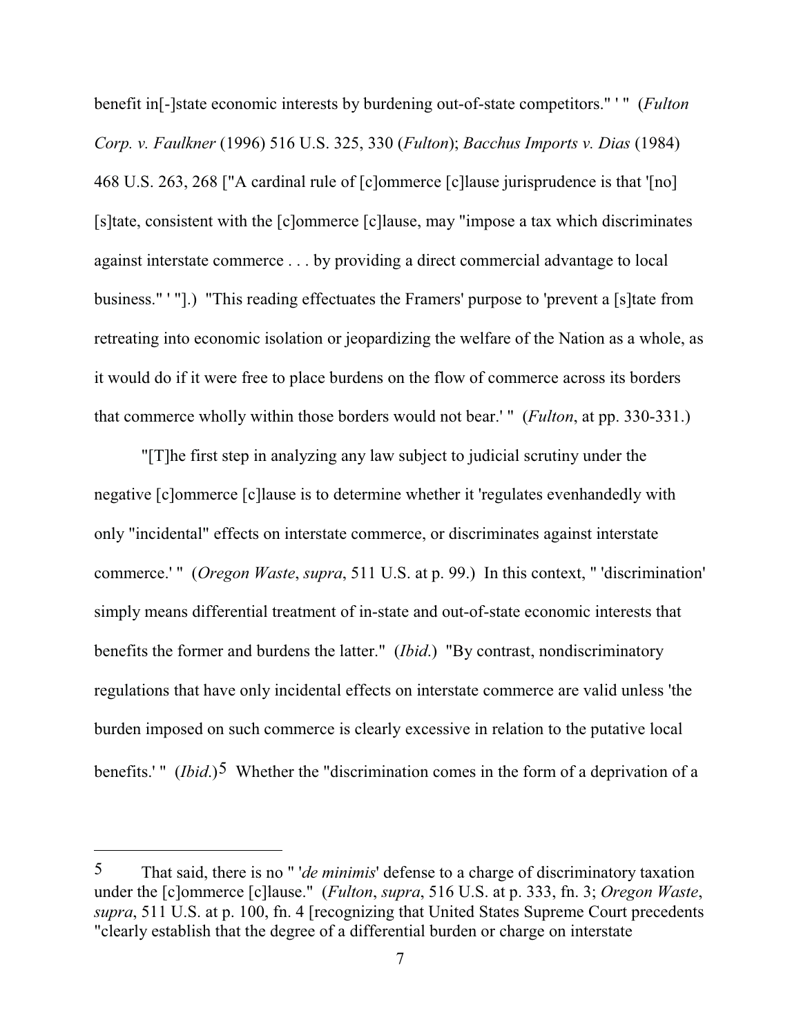benefit in[-]state economic interests by burdening out-of-state competitors." ' " (*Fulton Corp. v. Faulkner* (1996) 516 U.S. 325, 330 (*Fulton*); *Bacchus Imports v. Dias* (1984) 468 U.S. 263, 268 ["A cardinal rule of [c]ommerce [c]lause jurisprudence is that '[no] [s]tate, consistent with the [c]ommerce [c]lause, may "impose a tax which discriminates against interstate commerce . . . by providing a direct commercial advantage to local business." ' "].) "This reading effectuates the Framers' purpose to 'prevent a [s]tate from retreating into economic isolation or jeopardizing the welfare of the Nation as a whole, as it would do if it were free to place burdens on the flow of commerce across its borders that commerce wholly within those borders would not bear.' " (*Fulton*, at pp. 330-331.)

"[T]he first step in analyzing any law subject to judicial scrutiny under the negative [c]ommerce [c]lause is to determine whether it 'regulates evenhandedly with only "incidental" effects on interstate commerce, or discriminates against interstate commerce.' " (*Oregon Waste*, *supra*, 511 U.S. at p. 99.) In this context, " 'discrimination' simply means differential treatment of in-state and out-of-state economic interests that benefits the former and burdens the latter." (*Ibid.*) "By contrast, nondiscriminatory regulations that have only incidental effects on interstate commerce are valid unless 'the burden imposed on such commerce is clearly excessive in relation to the putative local benefits.' " (*Ibid.*)[5] Whether the "discrimination comes in the form of a deprivation of a

---

5 That said, there is no " '*de minimis*' defense to a charge of discriminatory taxation under the [c]ommerce [c]lause." (*Fulton*, *supra*, 516 U.S. at p. 333, fn. 3; *Oregon Waste*, *supra*, 511 U.S. at p. 100, fn. 4 [recognizing that United States Supreme Court precedents "clearly establish that the degree of a differential burden or charge on interstate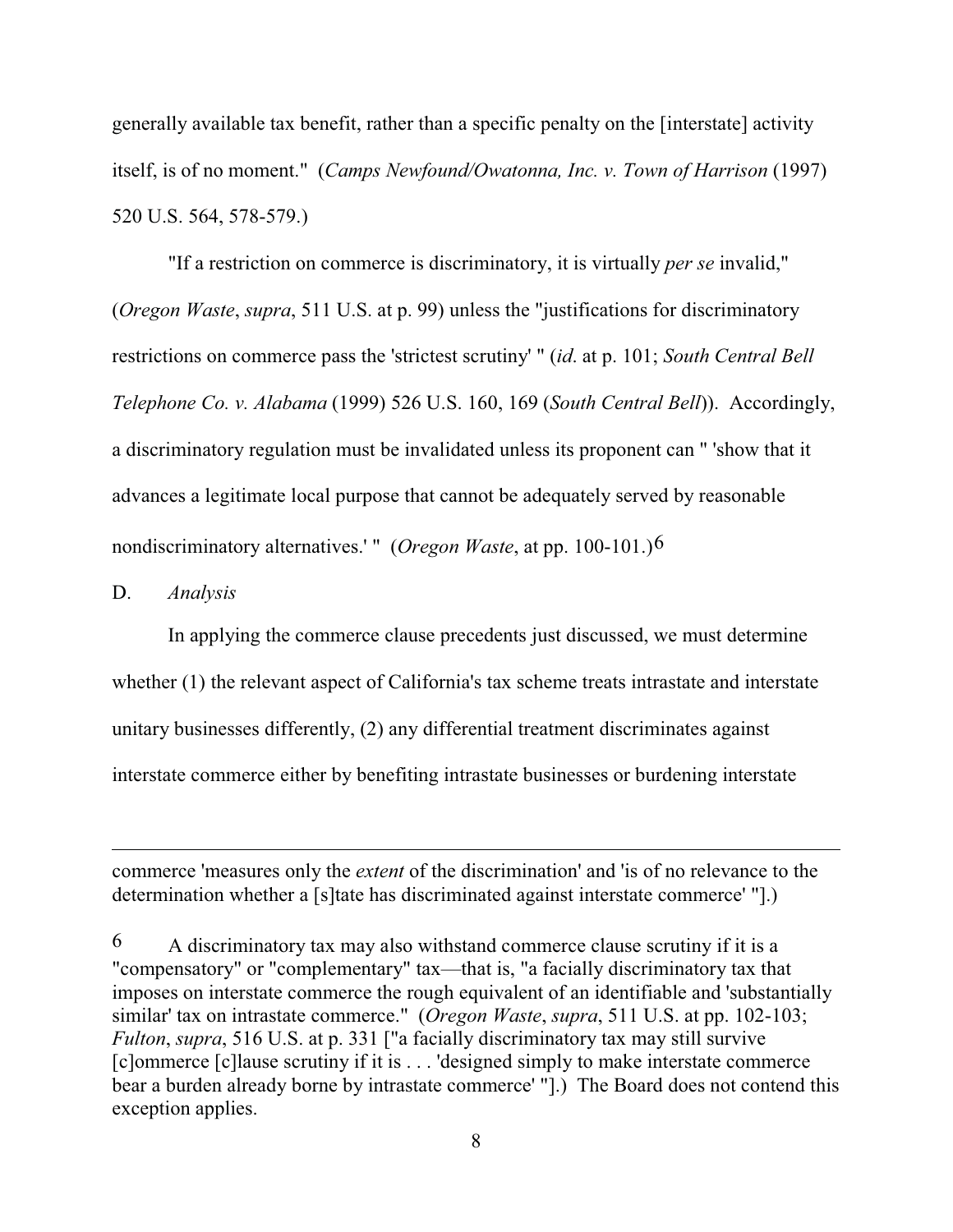generally available tax benefit, rather than a specific penalty on the [interstate] activity itself, is of no moment." (*Camps Newfound/Owatonna, Inc. v. Town of Harrison* (1997) 520 U.S. 564, 578-579.)

"If a restriction on commerce is discriminatory, it is virtually *per se* invalid," (*Oregon Waste*, *supra*, 511 U.S. at p. 99) unless the "justifications for discriminatory restrictions on commerce pass the 'strictest scrutiny' " (*id*. at p. 101; *South Central Bell Telephone Co. v. Alabama* (1999) 526 U.S. 160, 169 (*South Central Bell*)). Accordingly, a discriminatory regulation must be invalidated unless its proponent can " 'show that it advances a legitimate local purpose that cannot be adequately served by reasonable nondiscriminatory alternatives.' " (*Oregon Waste*, at pp. 100-101.)[6]

D. *Analysis*

In applying the commerce clause precedents just discussed, we must determine whether (1) the relevant aspect of California's tax scheme treats intrastate and interstate unitary businesses differently, (2) any differential treatment discriminates against interstate commerce either by benefiting intrastate businesses or burdening interstate

---

commerce 'measures only the *extent* of the discrimination' and 'is of no relevance to the determination whether a [s]tate has discriminated against interstate commerce' "].)

[6] A discriminatory tax may also withstand commerce clause scrutiny if it is a "compensatory" or "complementary" tax—that is, "a facially discriminatory tax that imposes on interstate commerce the rough equivalent of an identifiable and 'substantially similar' tax on intrastate commerce." (*Oregon Waste*, *supra*, 511 U.S. at pp. 102-103; *Fulton*, *supra*, 516 U.S. at p. 331 ["a facially discriminatory tax may still survive [c]ommerce [c]lause scrutiny if it is . . . 'designed simply to make interstate commerce bear a burden already borne by intrastate commerce' "].) The Board does not contend this exception applies.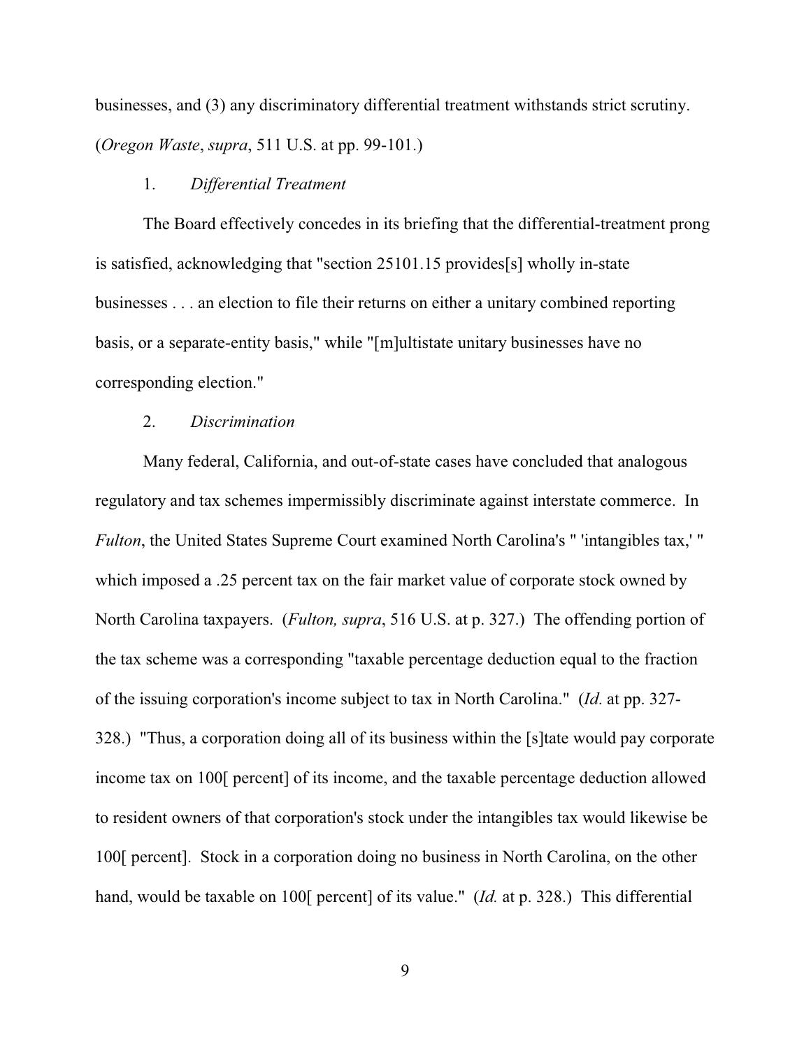businesses, and (3) any discriminatory differential treatment withstands strict scrutiny. (*Oregon Waste*, *supra*, 511 U.S. at pp. 99-101.)

1. *Differential Treatment*

The Board effectively concedes in its briefing that the differential-treatment prong is satisfied, acknowledging that "section 25101.15 provides[s] wholly in-state businesses . . . an election to file their returns on either a unitary combined reporting basis, or a separate-entity basis," while "[m]ultistate unitary businesses have no corresponding election."

2. *Discrimination*

Many federal, California, and out-of-state cases have concluded that analogous regulatory and tax schemes impermissibly discriminate against interstate commerce. In *Fulton*, the United States Supreme Court examined North Carolina's " 'intangibles tax,' " which imposed a .25 percent tax on the fair market value of corporate stock owned by North Carolina taxpayers. (*Fulton, supra*, 516 U.S. at p. 327.) The offending portion of the tax scheme was a corresponding "taxable percentage deduction equal to the fraction of the issuing corporation's income subject to tax in North Carolina." (*Id*. at pp. 327-328.) "Thus, a corporation doing all of its business within the [s]tate would pay corporate income tax on 100[ percent] of its income, and the taxable percentage deduction allowed to resident owners of that corporation's stock under the intangibles tax would likewise be 100[ percent]. Stock in a corporation doing no business in North Carolina, on the other hand, would be taxable on 100[ percent] of its value." (*Id.* at p. 328.) This differential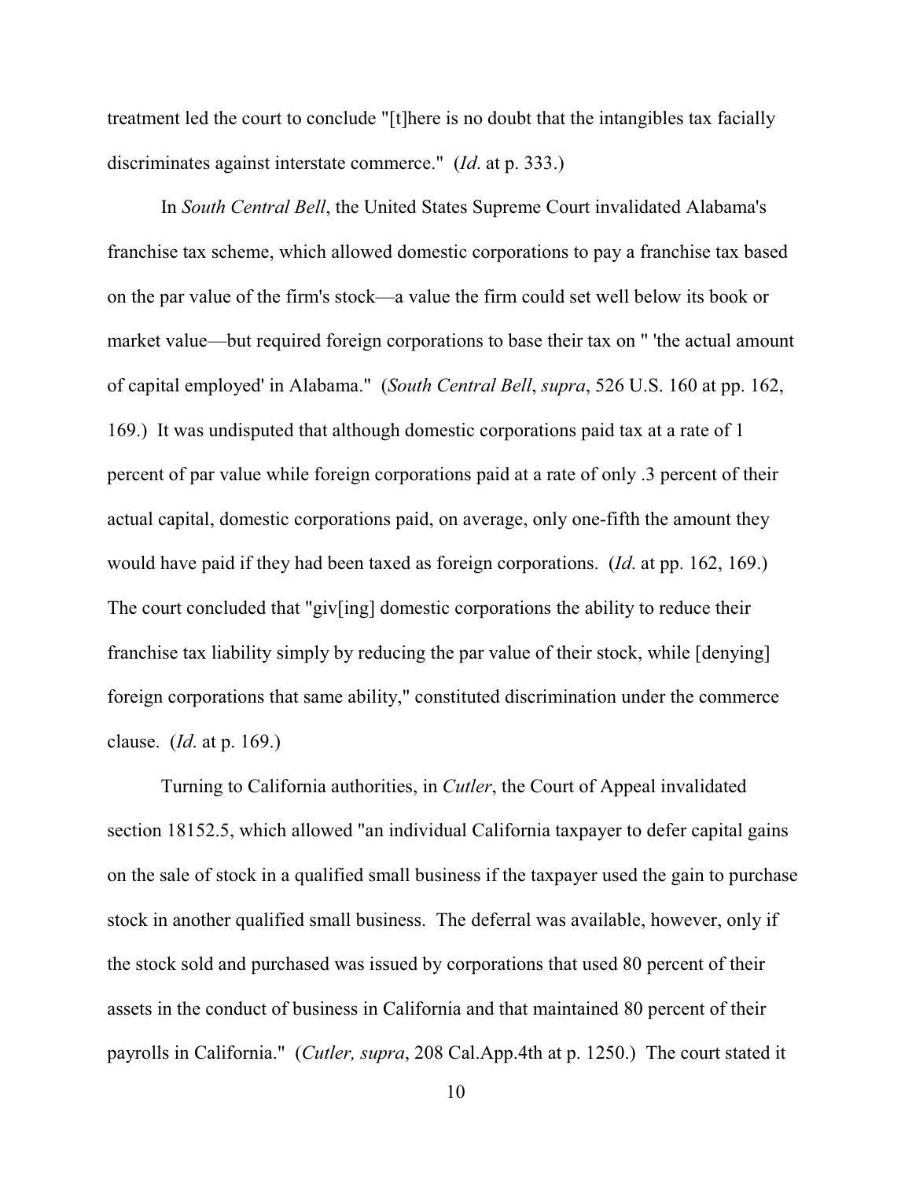treatment led the court to conclude "[t]here is no doubt that the intangibles tax facially discriminates against interstate commerce." (*Id.* at p. 333.)

In *South Central Bell*, the United States Supreme Court invalidated Alabama's franchise tax scheme, which allowed domestic corporations to pay a franchise tax based on the par value of the firm's stock—a value the firm could set well below its book or market value—but required foreign corporations to base their tax on " 'the actual amount of capital employed' in Alabama." (*South Central Bell*, *supra*, 526 U.S. 160 at pp. 162, 169.) It was undisputed that although domestic corporations paid tax at a rate of 1 percent of par value while foreign corporations paid at a rate of only .3 percent of their actual capital, domestic corporations paid, on average, only one-fifth the amount they would have paid if they had been taxed as foreign corporations. (*Id.* at pp. 162, 169.) The court concluded that "giv[ing] domestic corporations the ability to reduce their franchise tax liability simply by reducing the par value of their stock, while [denying] foreign corporations that same ability," constituted discrimination under the commerce clause. (*Id.* at p. 169.)

Turning to California authorities, in *Cutler*, the Court of Appeal invalidated section 18152.5, which allowed "an individual California taxpayer to defer capital gains on the sale of stock in a qualified small business if the taxpayer used the gain to purchase stock in another qualified small business. The deferral was available, however, only if the stock sold and purchased was issued by corporations that used 80 percent of their assets in the conduct of business in California and that maintained 80 percent of their payrolls in California." (*Cutler, supra*, 208 Cal.App.4th at p. 1250.) The court stated it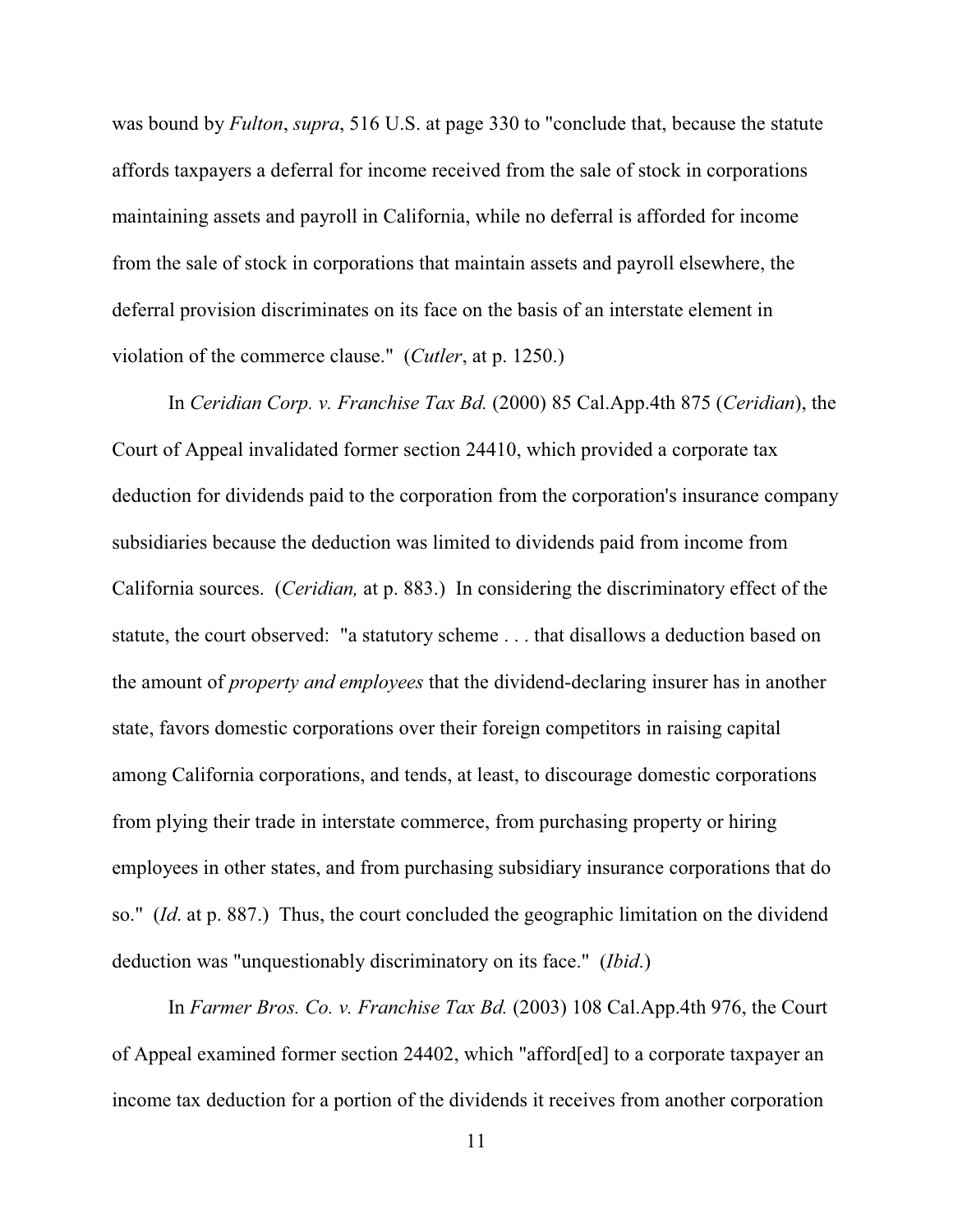was bound by *Fulton*, *supra*, 516 U.S. at page 330 to "conclude that, because the statute affords taxpayers a deferral for income received from the sale of stock in corporations maintaining assets and payroll in California, while no deferral is afforded for income from the sale of stock in corporations that maintain assets and payroll elsewhere, the deferral provision discriminates on its face on the basis of an interstate element in violation of the commerce clause." (*Cutler*, at p. 1250.)

In *Ceridian Corp. v. Franchise Tax Bd.* (2000) 85 Cal.App.4th 875 (*Ceridian*), the Court of Appeal invalidated former section 24410, which provided a corporate tax deduction for dividends paid to the corporation from the corporation's insurance company subsidiaries because the deduction was limited to dividends paid from income from California sources. (*Ceridian,* at p. 883.) In considering the discriminatory effect of the statute, the court observed: "a statutory scheme . . . that disallows a deduction based on the amount of *property and employees* that the dividend-declaring insurer has in another state, favors domestic corporations over their foreign competitors in raising capital among California corporations, and tends, at least, to discourage domestic corporations from plying their trade in interstate commerce, from purchasing property or hiring employees in other states, and from purchasing subsidiary insurance corporations that do so." (*Id*. at p. 887.) Thus, the court concluded the geographic limitation on the dividend deduction was "unquestionably discriminatory on its face." (*Ibid*.)

In *Farmer Bros. Co. v. Franchise Tax Bd.* (2003) 108 Cal.App.4th 976, the Court of Appeal examined former section 24402, which "afford[ed] to a corporate taxpayer an income tax deduction for a portion of the dividends it receives from another corporation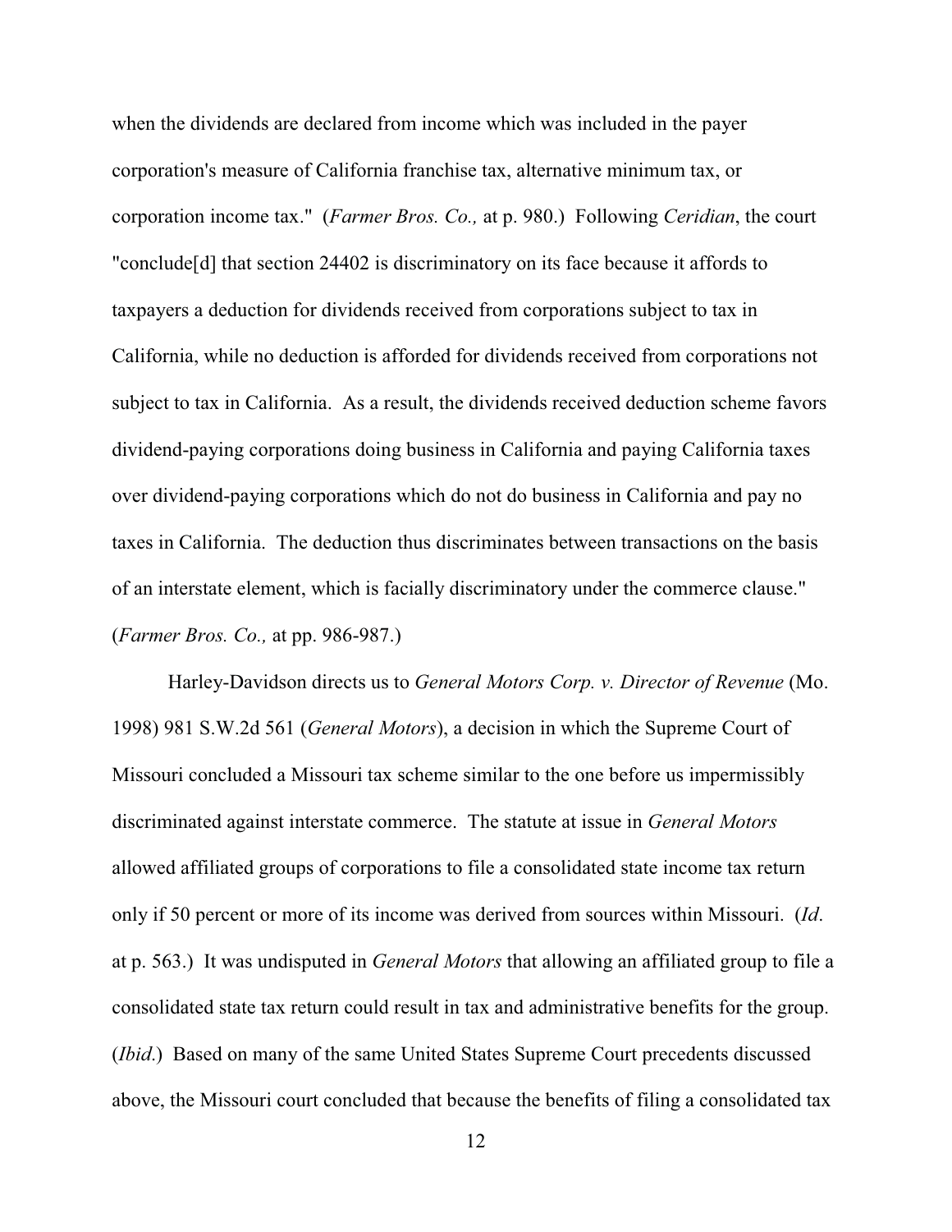when the dividends are declared from income which was included in the payer corporation's measure of California franchise tax, alternative minimum tax, or corporation income tax." (*Farmer Bros. Co.,* at p. 980.) Following *Ceridian*, the court "conclude[d] that section 24402 is discriminatory on its face because it affords to taxpayers a deduction for dividends received from corporations subject to tax in California, while no deduction is afforded for dividends received from corporations not subject to tax in California. As a result, the dividends received deduction scheme favors dividend-paying corporations doing business in California and paying California taxes over dividend-paying corporations which do not do business in California and pay no taxes in California. The deduction thus discriminates between transactions on the basis of an interstate element, which is facially discriminatory under the commerce clause." (*Farmer Bros. Co.,* at pp. 986-987.)

Harley-Davidson directs us to *General Motors Corp. v. Director of Revenue* (Mo. 1998) 981 S.W.2d 561 (*General Motors*), a decision in which the Supreme Court of Missouri concluded a Missouri tax scheme similar to the one before us impermissibly discriminated against interstate commerce. The statute at issue in *General Motors* allowed affiliated groups of corporations to file a consolidated state income tax return only if 50 percent or more of its income was derived from sources within Missouri. (*Id*. at p. 563.) It was undisputed in *General Motors* that allowing an affiliated group to file a consolidated state tax return could result in tax and administrative benefits for the group. (*Ibid*.) Based on many of the same United States Supreme Court precedents discussed above, the Missouri court concluded that because the benefits of filing a consolidated tax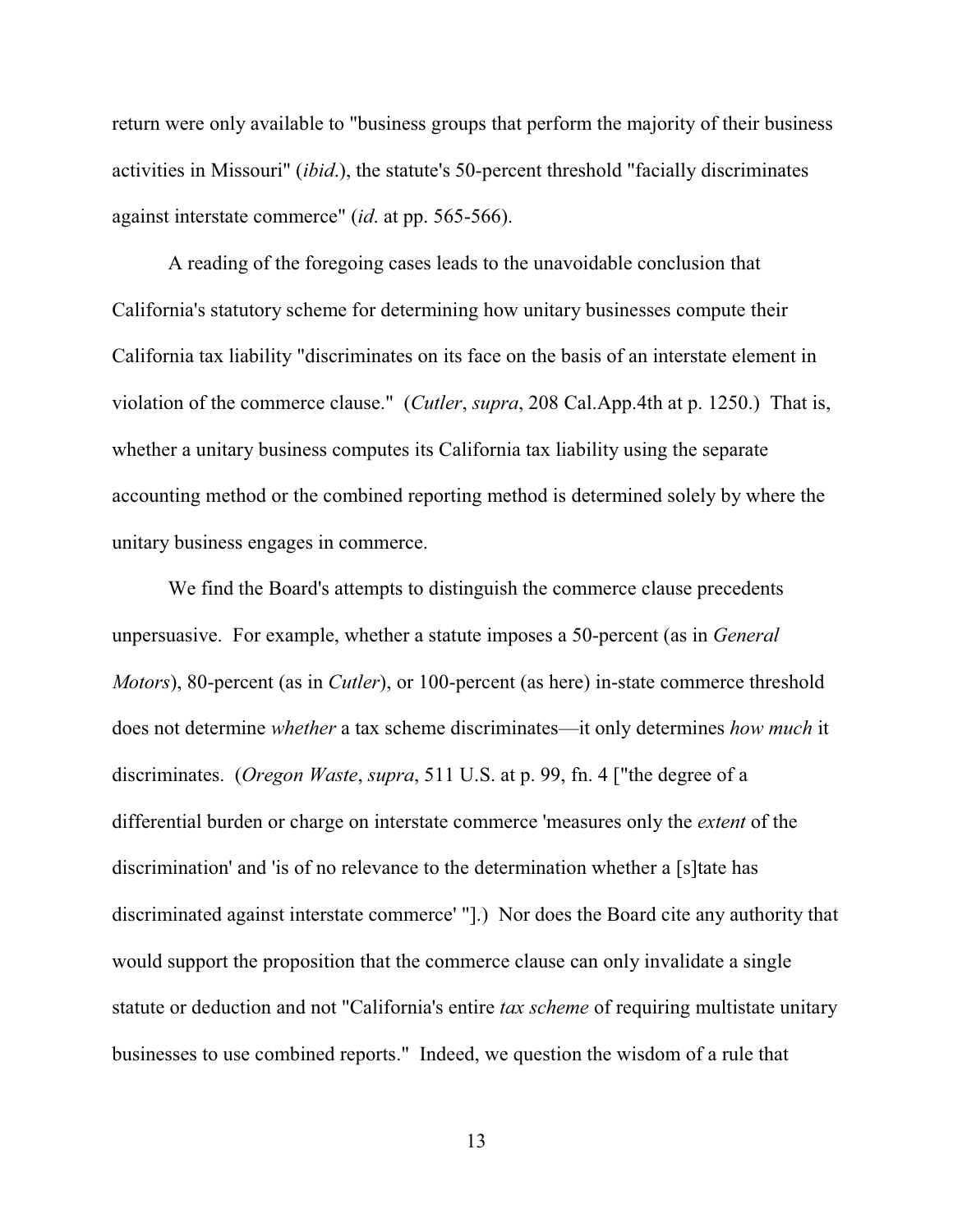return were only available to "business groups that perform the majority of their business activities in Missouri" (*ibid.*), the statute's 50-percent threshold "facially discriminates against interstate commerce" (*id*. at pp. 565-566).

A reading of the foregoing cases leads to the unavoidable conclusion that California's statutory scheme for determining how unitary businesses compute their California tax liability "discriminates on its face on the basis of an interstate element in violation of the commerce clause." (*Cutler*, *supra*, 208 Cal.App.4th at p. 1250.) That is, whether a unitary business computes its California tax liability using the separate accounting method or the combined reporting method is determined solely by where the unitary business engages in commerce.

We find the Board's attempts to distinguish the commerce clause precedents unpersuasive. For example, whether a statute imposes a 50-percent (as in *General Motors*), 80-percent (as in *Cutler*), or 100-percent (as here) in-state commerce threshold does not determine *whether* a tax scheme discriminates—it only determines *how much* it discriminates. (*Oregon Waste*, *supra*, 511 U.S. at p. 99, fn. 4 ["the degree of a differential burden or charge on interstate commerce 'measures only the *extent* of the discrimination' and 'is of no relevance to the determination whether a [s]tate has discriminated against interstate commerce' "].) Nor does the Board cite any authority that would support the proposition that the commerce clause can only invalidate a single statute or deduction and not "California's entire *tax scheme* of requiring multistate unitary businesses to use combined reports." Indeed, we question the wisdom of a rule that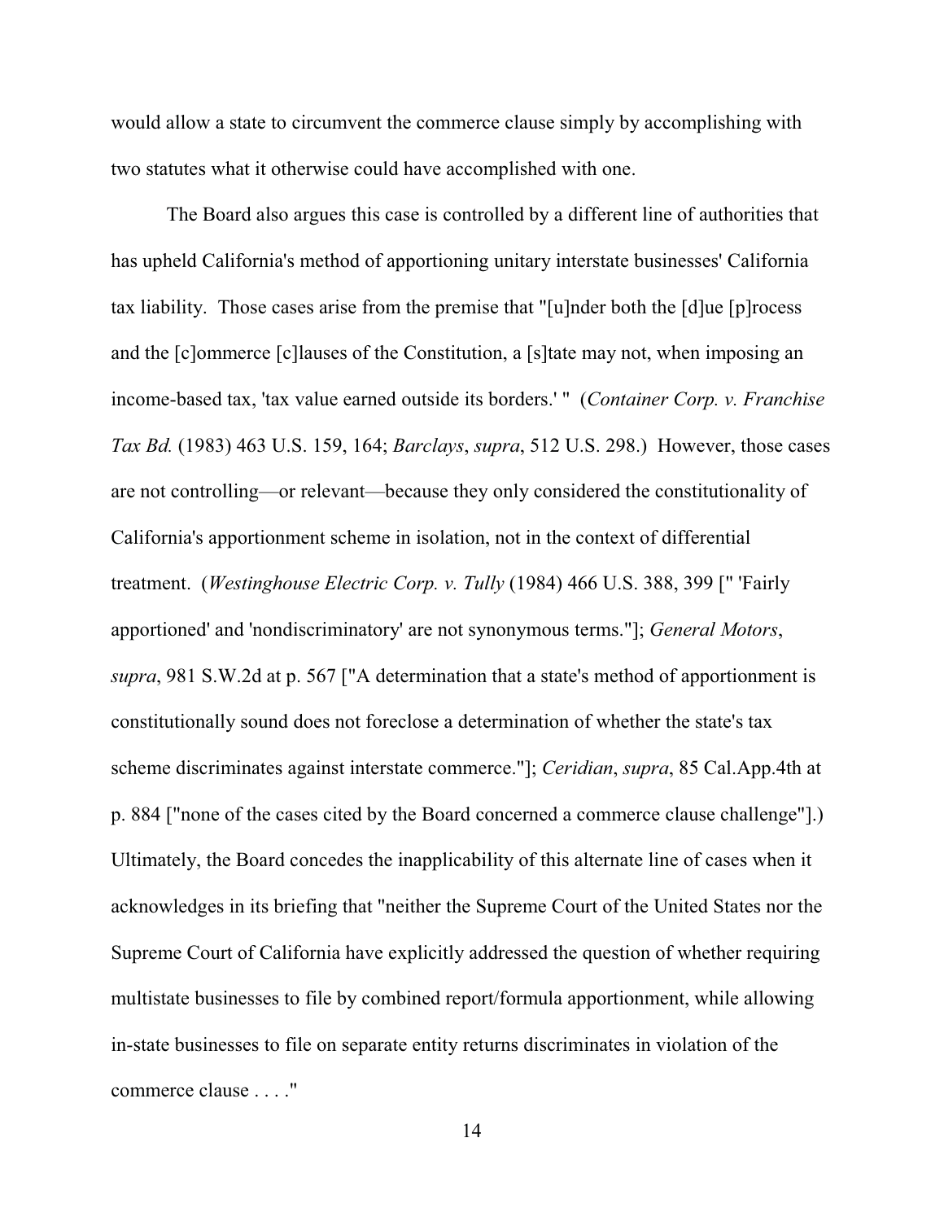would allow a state to circumvent the commerce clause simply by accomplishing with two statutes what it otherwise could have accomplished with one.

The Board also argues this case is controlled by a different line of authorities that has upheld California's method of apportioning unitary interstate businesses' California tax liability. Those cases arise from the premise that "[u]nder both the [d]ue [p]rocess and the [c]ommerce [c]lauses of the Constitution, a [s]tate may not, when imposing an income-based tax, 'tax value earned outside its borders.' " (*Container Corp. v. Franchise Tax Bd.* (1983) 463 U.S. 159, 164; *Barclays*, *supra*, 512 U.S. 298.) However, those cases are not controlling—or relevant—because they only considered the constitutionality of California's apportionment scheme in isolation, not in the context of differential treatment. (*Westinghouse Electric Corp. v. Tully* (1984) 466 U.S. 388, 399 [" 'Fairly apportioned' and 'nondiscriminatory' are not synonymous terms."]; *General Motors*, *supra*, 981 S.W.2d at p. 567 ["A determination that a state's method of apportionment is constitutionally sound does not foreclose a determination of whether the state's tax scheme discriminates against interstate commerce."]; *Ceridian*, *supra*, 85 Cal.App.4th at p. 884 ["none of the cases cited by the Board concerned a commerce clause challenge"].) Ultimately, the Board concedes the inapplicability of this alternate line of cases when it acknowledges in its briefing that "neither the Supreme Court of the United States nor the Supreme Court of California have explicitly addressed the question of whether requiring multistate businesses to file by combined report/formula apportionment, while allowing in-state businesses to file on separate entity returns discriminates in violation of the commerce clause . . . ."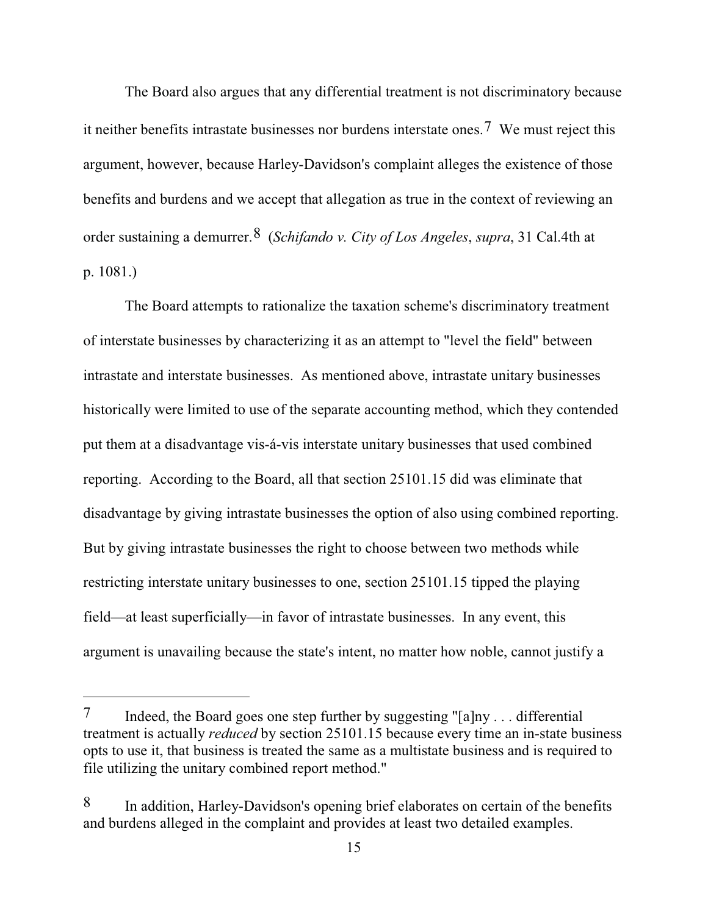The Board also argues that any differential treatment is not discriminatory because it neither benefits intrastate businesses nor burdens interstate ones.[7] We must reject this argument, however, because Harley-Davidson's complaint alleges the existence of those benefits and burdens and we accept that allegation as true in the context of reviewing an order sustaining a demurrer.[8] (*Schifando v. City of Los Angeles*, *supra*, 31 Cal.4th at p. 1081.)

The Board attempts to rationalize the taxation scheme's discriminatory treatment of interstate businesses by characterizing it as an attempt to "level the field" between intrastate and interstate businesses. As mentioned above, intrastate unitary businesses historically were limited to use of the separate accounting method, which they contended put them at a disadvantage vis-á-vis interstate unitary businesses that used combined reporting. According to the Board, all that section 25101.15 did was eliminate that disadvantage by giving intrastate businesses the option of also using combined reporting. But by giving intrastate businesses the right to choose between two methods while restricting interstate unitary businesses to one, section 25101.15 tipped the playing field—at least superficially—in favor of intrastate businesses. In any event, this argument is unavailing because the state's intent, no matter how noble, cannot justify a

---

[7] Indeed, the Board goes one step further by suggesting "[a]ny . . . differential treatment is actually *reduced* by section 25101.15 because every time an in-state business opts to use it, that business is treated the same as a multistate business and is required to file utilizing the unitary combined report method."

[8] In addition, Harley-Davidson's opening brief elaborates on certain of the benefits and burdens alleged in the complaint and provides at least two detailed examples.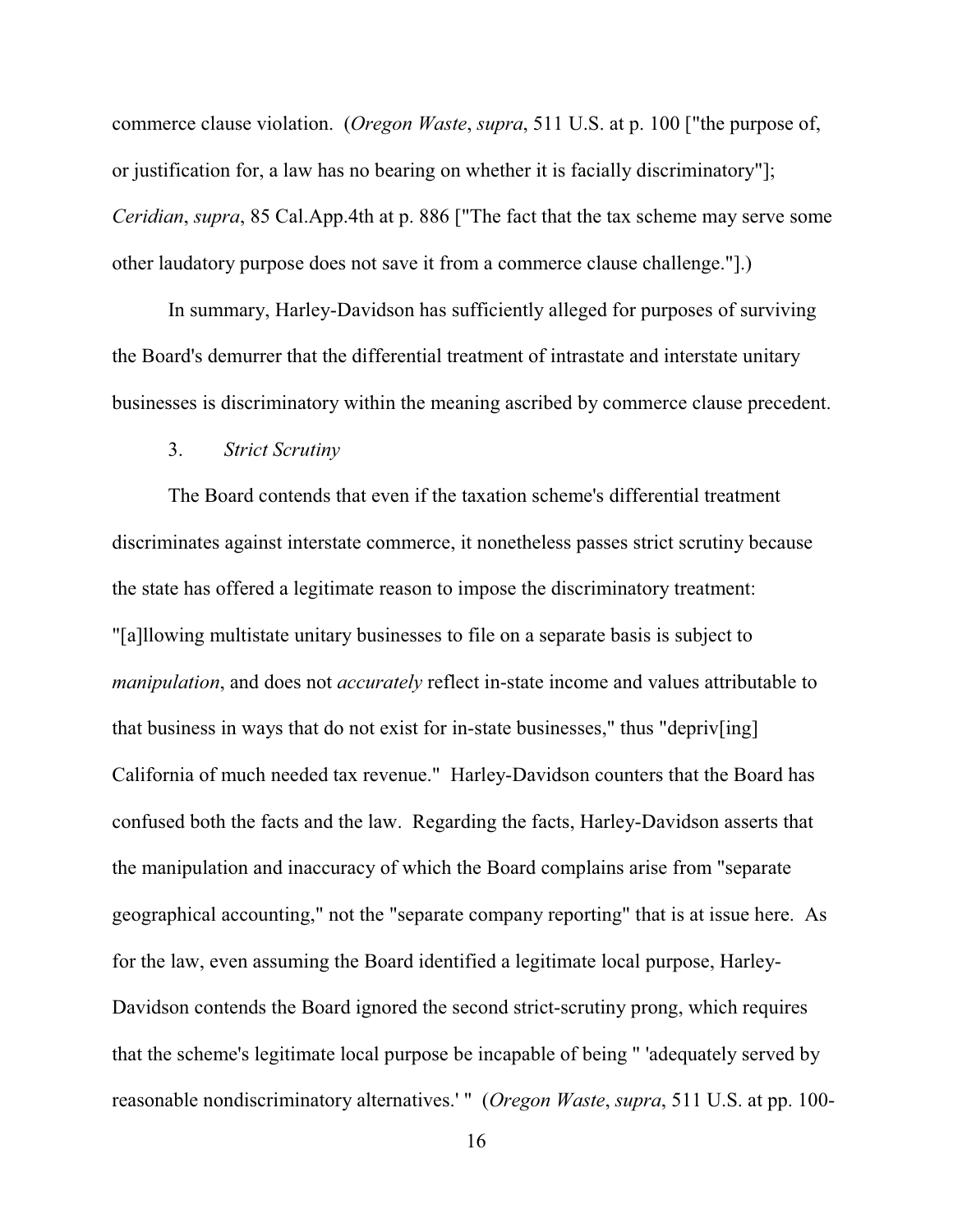commerce clause violation. (*Oregon Waste*, *supra*, 511 U.S. at p. 100 ["the purpose of, or justification for, a law has no bearing on whether it is facially discriminatory"]; *Ceridian*, *supra*, 85 Cal.App.4th at p. 886 ["The fact that the tax scheme may serve some other laudatory purpose does not save it from a commerce clause challenge."].)

In summary, Harley-Davidson has sufficiently alleged for purposes of surviving the Board's demurrer that the differential treatment of intrastate and interstate unitary businesses is discriminatory within the meaning ascribed by commerce clause precedent.

3. *Strict Scrutiny*

The Board contends that even if the taxation scheme's differential treatment discriminates against interstate commerce, it nonetheless passes strict scrutiny because the state has offered a legitimate reason to impose the discriminatory treatment: "[a]llowing multistate unitary businesses to file on a separate basis is subject to *manipulation*, and does not *accurately* reflect in-state income and values attributable to that business in ways that do not exist for in-state businesses," thus "depriv[ing] California of much needed tax revenue." Harley-Davidson counters that the Board has confused both the facts and the law. Regarding the facts, Harley-Davidson asserts that the manipulation and inaccuracy of which the Board complains arise from "separate geographical accounting," not the "separate company reporting" that is at issue here. As for the law, even assuming the Board identified a legitimate local purpose, Harley-Davidson contends the Board ignored the second strict-scrutiny prong, which requires that the scheme's legitimate local purpose be incapable of being " 'adequately served by reasonable nondiscriminatory alternatives.' " (*Oregon Waste*, *supra*, 511 U.S. at pp. 100-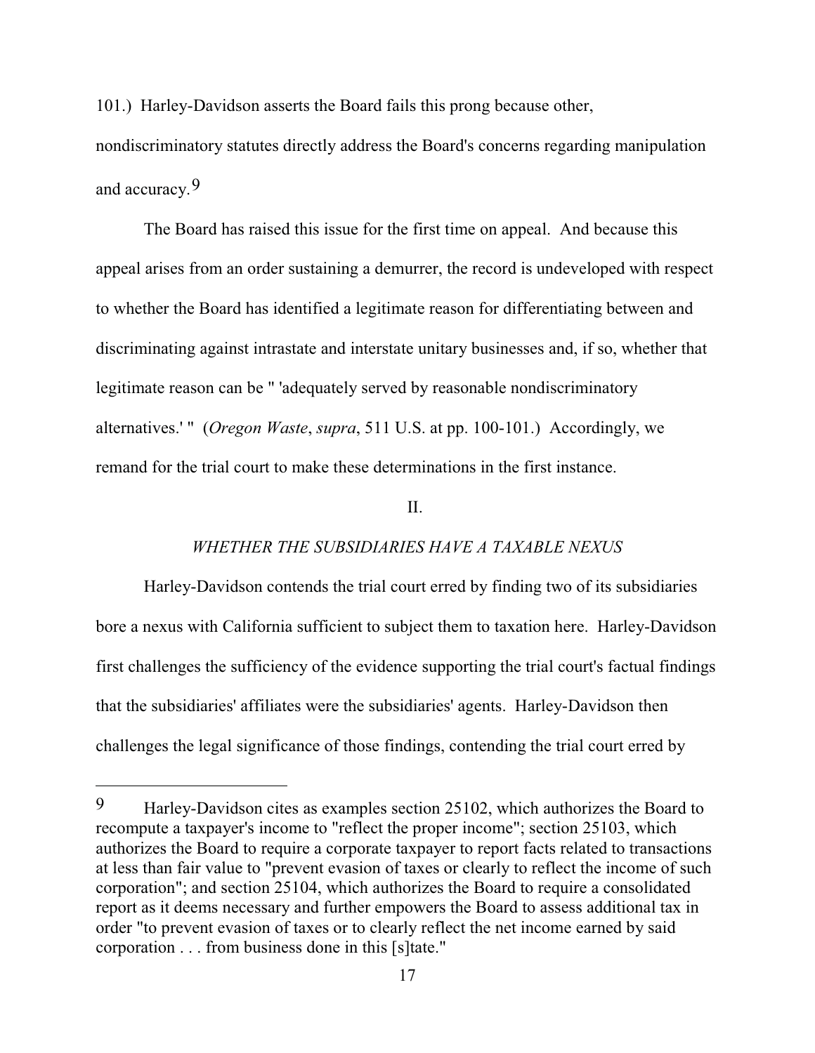101.) Harley-Davidson asserts the Board fails this prong because other, nondiscriminatory statutes directly address the Board's concerns regarding manipulation and accuracy.[9]

The Board has raised this issue for the first time on appeal. And because this appeal arises from an order sustaining a demurrer, the record is undeveloped with respect to whether the Board has identified a legitimate reason for differentiating between and discriminating against intrastate and interstate unitary businesses and, if so, whether that legitimate reason can be " 'adequately served by reasonable nondiscriminatory alternatives.' " (*Oregon Waste*, *supra*, 511 U.S. at pp. 100-101.) Accordingly, we remand for the trial court to make these determinations in the first instance.

## II.

### *WHETHER THE SUBSIDIARIES HAVE A TAXABLE NEXUS*

Harley-Davidson contends the trial court erred by finding two of its subsidiaries bore a nexus with California sufficient to subject them to taxation here. Harley-Davidson first challenges the sufficiency of the evidence supporting the trial court's factual findings that the subsidiaries' affiliates were the subsidiaries' agents. Harley-Davidson then challenges the legal significance of those findings, contending the trial court erred by

---

[9] Harley-Davidson cites as examples section 25102, which authorizes the Board to recompute a taxpayer's income to "reflect the proper income"; section 25103, which authorizes the Board to require a corporate taxpayer to report facts related to transactions at less than fair value to "prevent evasion of taxes or clearly to reflect the income of such corporation"; and section 25104, which authorizes the Board to require a consolidated report as it deems necessary and further empowers the Board to assess additional tax in order "to prevent evasion of taxes or to clearly reflect the net income earned by said corporation . . . from business done in this [s]tate."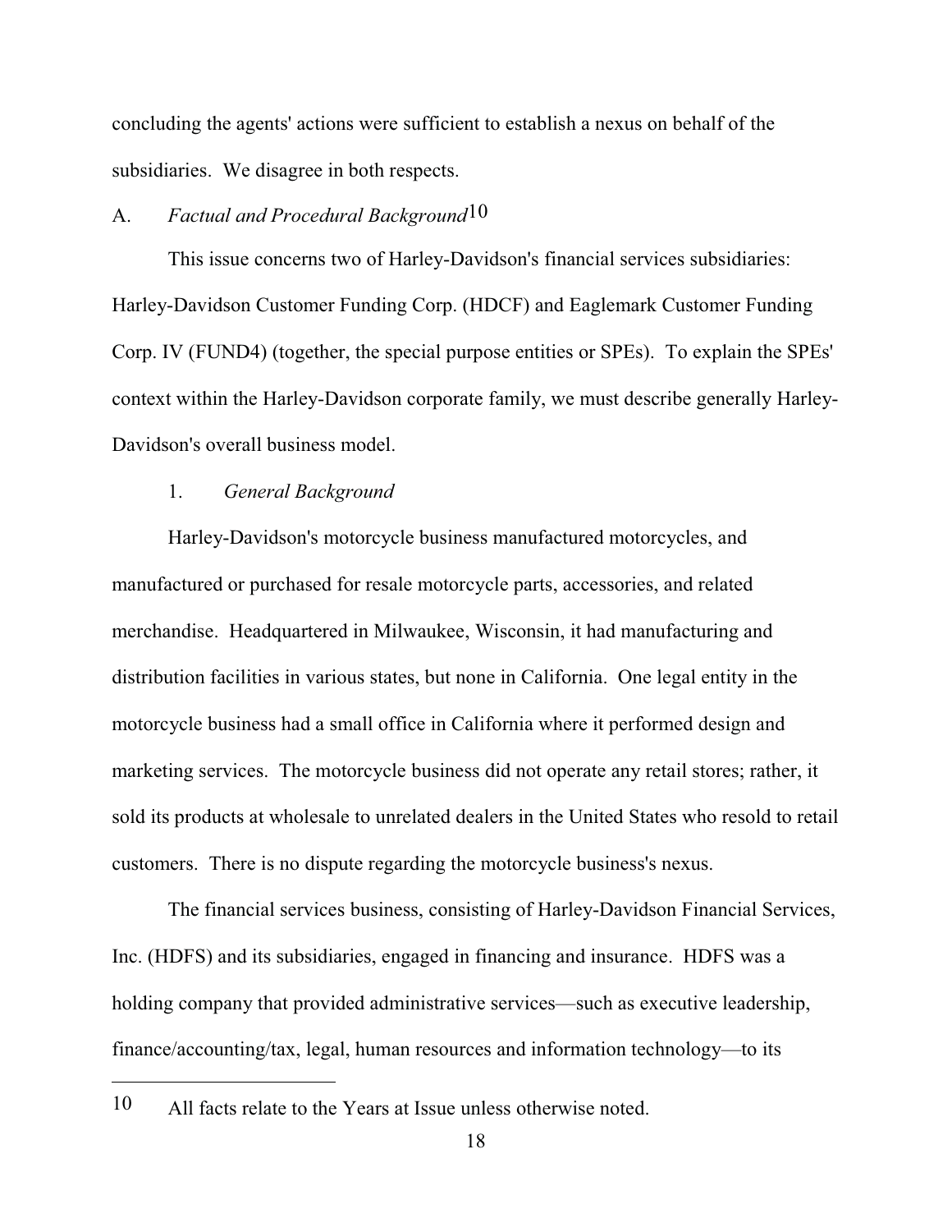concluding the agents' actions were sufficient to establish a nexus on behalf of the subsidiaries. We disagree in both respects.

A. *Factual and Procedural Background*[10]

This issue concerns two of Harley-Davidson's financial services subsidiaries: Harley-Davidson Customer Funding Corp. (HDCF) and Eaglemark Customer Funding Corp. IV (FUND4) (together, the special purpose entities or SPEs). To explain the SPEs' context within the Harley-Davidson corporate family, we must describe generally Harley-Davidson's overall business model.

1. *General Background*

Harley-Davidson's motorcycle business manufactured motorcycles, and manufactured or purchased for resale motorcycle parts, accessories, and related merchandise. Headquartered in Milwaukee, Wisconsin, it had manufacturing and distribution facilities in various states, but none in California. One legal entity in the motorcycle business had a small office in California where it performed design and marketing services. The motorcycle business did not operate any retail stores; rather, it sold its products at wholesale to unrelated dealers in the United States who resold to retail customers. There is no dispute regarding the motorcycle business's nexus.

The financial services business, consisting of Harley-Davidson Financial Services, Inc. (HDFS) and its subsidiaries, engaged in financing and insurance. HDFS was a holding company that provided administrative services—such as executive leadership, finance/accounting/tax, legal, human resources and information technology—to its

---

[10] All facts relate to the Years at Issue unless otherwise noted.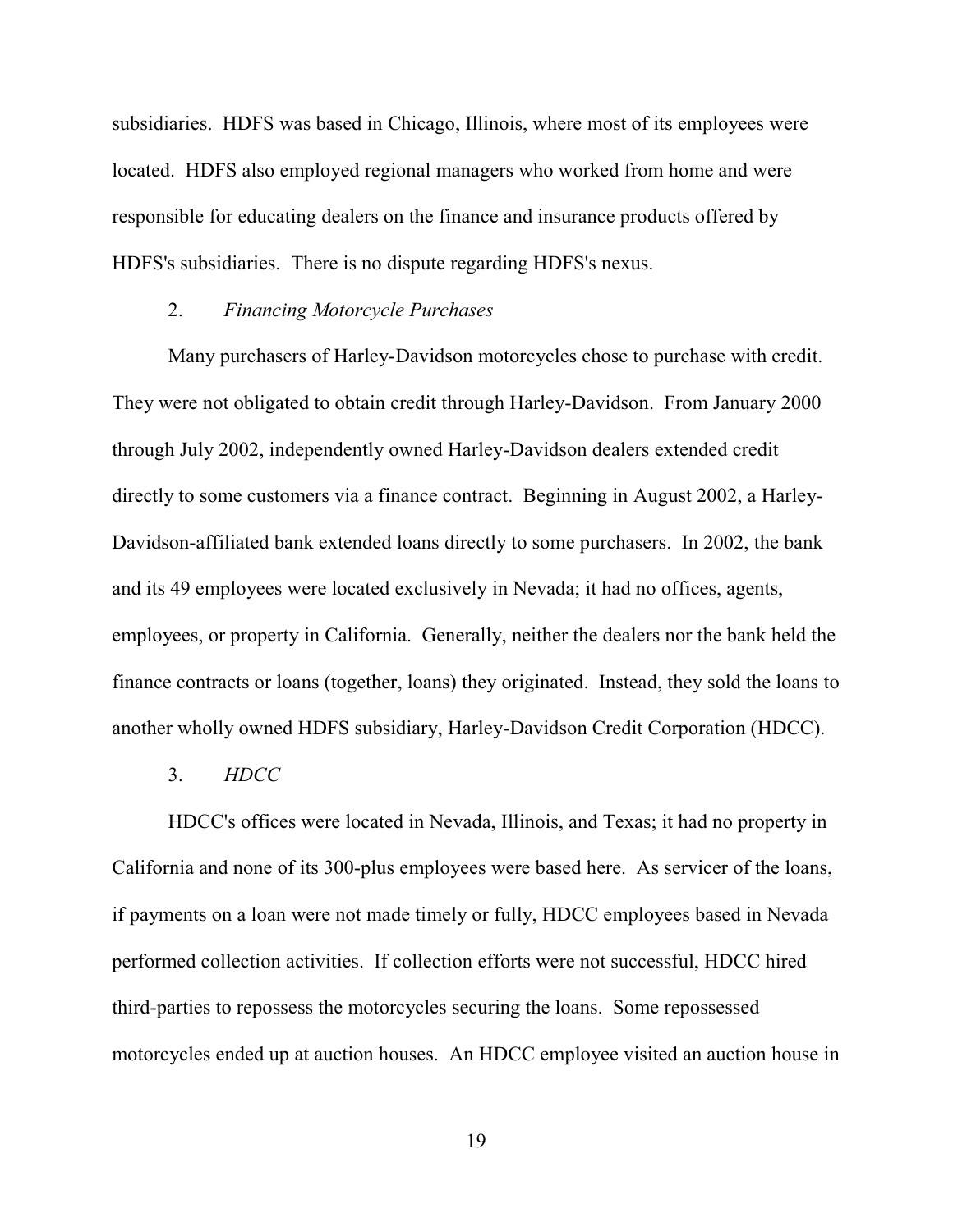subsidiaries. HDFS was based in Chicago, Illinois, where most of its employees were located. HDFS also employed regional managers who worked from home and were responsible for educating dealers on the finance and insurance products offered by HDFS's subsidiaries. There is no dispute regarding HDFS's nexus.

2. *Financing Motorcycle Purchases*

Many purchasers of Harley-Davidson motorcycles chose to purchase with credit. They were not obligated to obtain credit through Harley-Davidson. From January 2000 through July 2002, independently owned Harley-Davidson dealers extended credit directly to some customers via a finance contract. Beginning in August 2002, a Harley-Davidson-affiliated bank extended loans directly to some purchasers. In 2002, the bank and its 49 employees were located exclusively in Nevada; it had no offices, agents, employees, or property in California. Generally, neither the dealers nor the bank held the finance contracts or loans (together, loans) they originated. Instead, they sold the loans to another wholly owned HDFS subsidiary, Harley-Davidson Credit Corporation (HDCC).

3. *HDCC*

HDCC's offices were located in Nevada, Illinois, and Texas; it had no property in California and none of its 300-plus employees were based here. As servicer of the loans, if payments on a loan were not made timely or fully, HDCC employees based in Nevada performed collection activities. If collection efforts were not successful, HDCC hired third-parties to repossess the motorcycles securing the loans. Some repossessed motorcycles ended up at auction houses. An HDCC employee visited an auction house in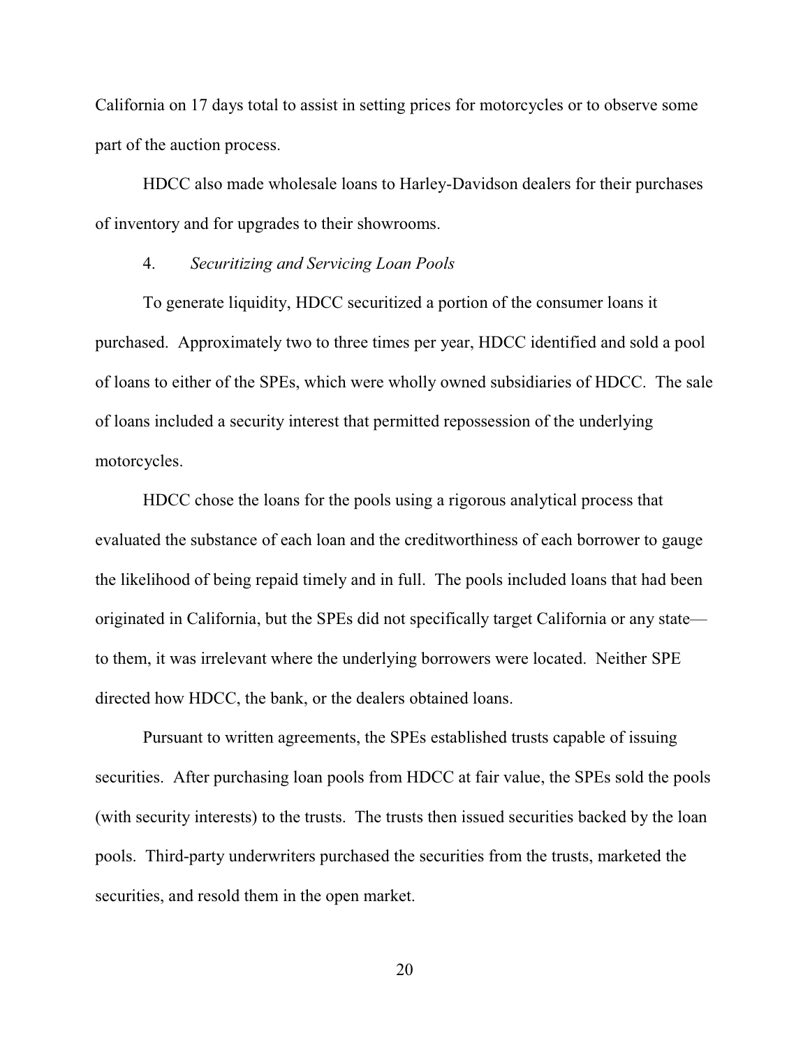California on 17 days total to assist in setting prices for motorcycles or to observe some part of the auction process.

HDCC also made wholesale loans to Harley-Davidson dealers for their purchases of inventory and for upgrades to their showrooms.

4. *Securitizing and Servicing Loan Pools*

To generate liquidity, HDCC securitized a portion of the consumer loans it purchased. Approximately two to three times per year, HDCC identified and sold a pool of loans to either of the SPEs, which were wholly owned subsidiaries of HDCC. The sale of loans included a security interest that permitted repossession of the underlying motorcycles.

HDCC chose the loans for the pools using a rigorous analytical process that evaluated the substance of each loan and the creditworthiness of each borrower to gauge the likelihood of being repaid timely and in full. The pools included loans that had been originated in California, but the SPEs did not specifically target California or any state—to them, it was irrelevant where the underlying borrowers were located. Neither SPE directed how HDCC, the bank, or the dealers obtained loans.

Pursuant to written agreements, the SPEs established trusts capable of issuing securities. After purchasing loan pools from HDCC at fair value, the SPEs sold the pools (with security interests) to the trusts. The trusts then issued securities backed by the loan pools. Third-party underwriters purchased the securities from the trusts, marketed the securities, and resold them in the open market.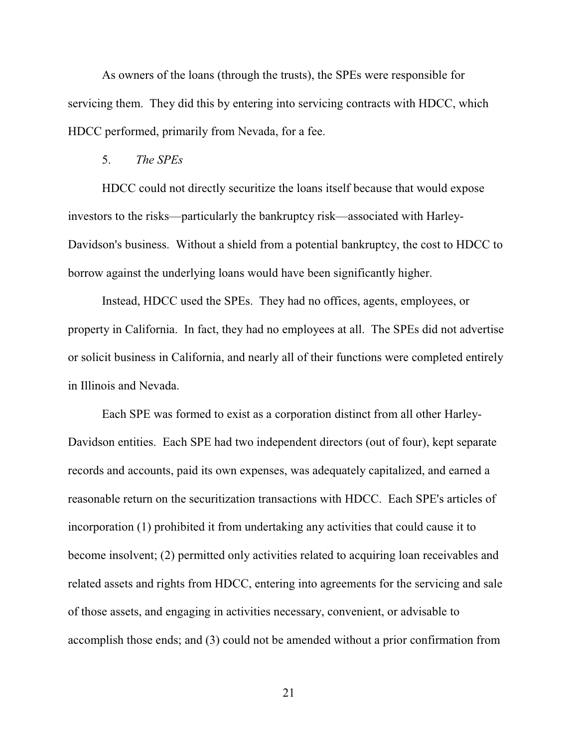As owners of the loans (through the trusts), the SPEs were responsible for servicing them. They did this by entering into servicing contracts with HDCC, which HDCC performed, primarily from Nevada, for a fee.

### 5. *The SPEs*

HDCC could not directly securitize the loans itself because that would expose investors to the risks—particularly the bankruptcy risk—associated with Harley-Davidson's business. Without a shield from a potential bankruptcy, the cost to HDCC to borrow against the underlying loans would have been significantly higher.

Instead, HDCC used the SPEs. They had no offices, agents, employees, or property in California. In fact, they had no employees at all. The SPEs did not advertise or solicit business in California, and nearly all of their functions were completed entirely in Illinois and Nevada.

Each SPE was formed to exist as a corporation distinct from all other Harley-Davidson entities. Each SPE had two independent directors (out of four), kept separate records and accounts, paid its own expenses, was adequately capitalized, and earned a reasonable return on the securitization transactions with HDCC. Each SPE's articles of incorporation (1) prohibited it from undertaking any activities that could cause it to become insolvent; (2) permitted only activities related to acquiring loan receivables and related assets and rights from HDCC, entering into agreements for the servicing and sale of those assets, and engaging in activities necessary, convenient, or advisable to accomplish those ends; and (3) could not be amended without a prior confirmation from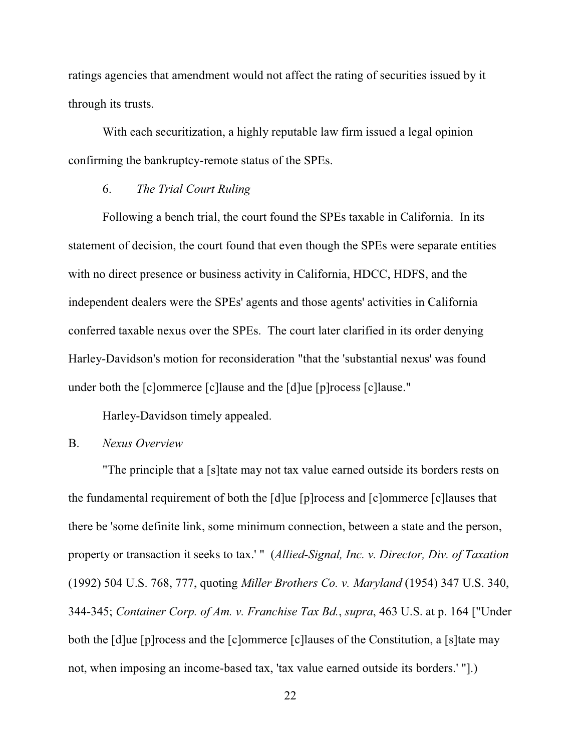ratings agencies that amendment would not affect the rating of securities issued by it through its trusts.

With each securitization, a highly reputable law firm issued a legal opinion confirming the bankruptcy-remote status of the SPEs.

### 6. *The Trial Court Ruling*

Following a bench trial, the court found the SPEs taxable in California. In its statement of decision, the court found that even though the SPEs were separate entities with no direct presence or business activity in California, HDCC, HDFS, and the independent dealers were the SPEs' agents and those agents' activities in California conferred taxable nexus over the SPEs. The court later clarified in its order denying Harley-Davidson's motion for reconsideration "that the 'substantial nexus' was found under both the [c]ommerce [c]lause and the [d]ue [p]rocess [c]lause."

Harley-Davidson timely appealed.

## B. *Nexus Overview*

"The principle that a [s]tate may not tax value earned outside its borders rests on the fundamental requirement of both the [d]ue [p]rocess and [c]ommerce [c]lauses that there be 'some definite link, some minimum connection, between a state and the person, property or transaction it seeks to tax.' " (*Allied-Signal, Inc. v. Director, Div. of Taxation* (1992) 504 U.S. 768, 777, quoting *Miller Brothers Co. v. Maryland* (1954) 347 U.S. 340, 344-345; *Container Corp. of Am. v. Franchise Tax Bd.*, *supra*, 463 U.S. at p. 164 ["Under both the [d]ue [p]rocess and the [c]ommerce [c]lauses of the Constitution, a [s]tate may not, when imposing an income-based tax, 'tax value earned outside its borders.' "].)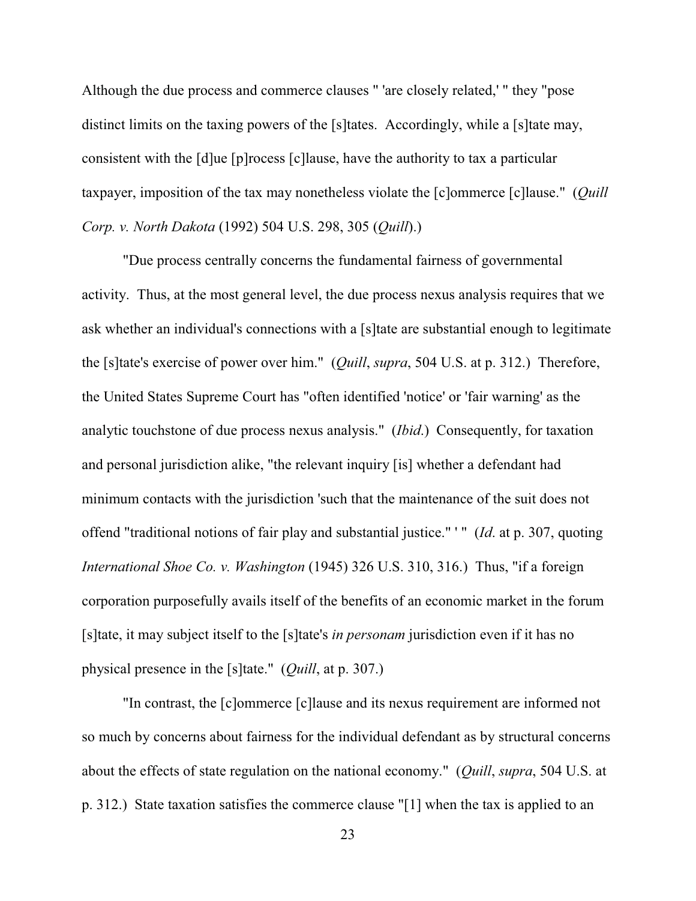Although the due process and commerce clauses " 'are closely related,' " they "pose distinct limits on the taxing powers of the [s]tates. Accordingly, while a [s]tate may, consistent with the [d]ue [p]rocess [c]lause, have the authority to tax a particular taxpayer, imposition of the tax may nonetheless violate the [c]ommerce [c]lause." (*Quill Corp. v. North Dakota* (1992) 504 U.S. 298, 305 (*Quill*).)

"Due process centrally concerns the fundamental fairness of governmental activity. Thus, at the most general level, the due process nexus analysis requires that we ask whether an individual's connections with a [s]tate are substantial enough to legitimate the [s]tate's exercise of power over him." (*Quill*, *supra*, 504 U.S. at p. 312.) Therefore, the United States Supreme Court has "often identified 'notice' or 'fair warning' as the analytic touchstone of due process nexus analysis." (*Ibid.*) Consequently, for taxation and personal jurisdiction alike, "the relevant inquiry [is] whether a defendant had minimum contacts with the jurisdiction 'such that the maintenance of the suit does not offend "traditional notions of fair play and substantial justice." ' " (*Id.* at p. 307, quoting *International Shoe Co. v. Washington* (1945) 326 U.S. 310, 316.) Thus, "if a foreign corporation purposefully avails itself of the benefits of an economic market in the forum [s]tate, it may subject itself to the [s]tate's *in personam* jurisdiction even if it has no physical presence in the [s]tate." (*Quill*, at p. 307.)

"In contrast, the [c]ommerce [c]lause and its nexus requirement are informed not so much by concerns about fairness for the individual defendant as by structural concerns about the effects of state regulation on the national economy." (*Quill*, *supra*, 504 U.S. at p. 312.) State taxation satisfies the commerce clause "[1] when the tax is applied to an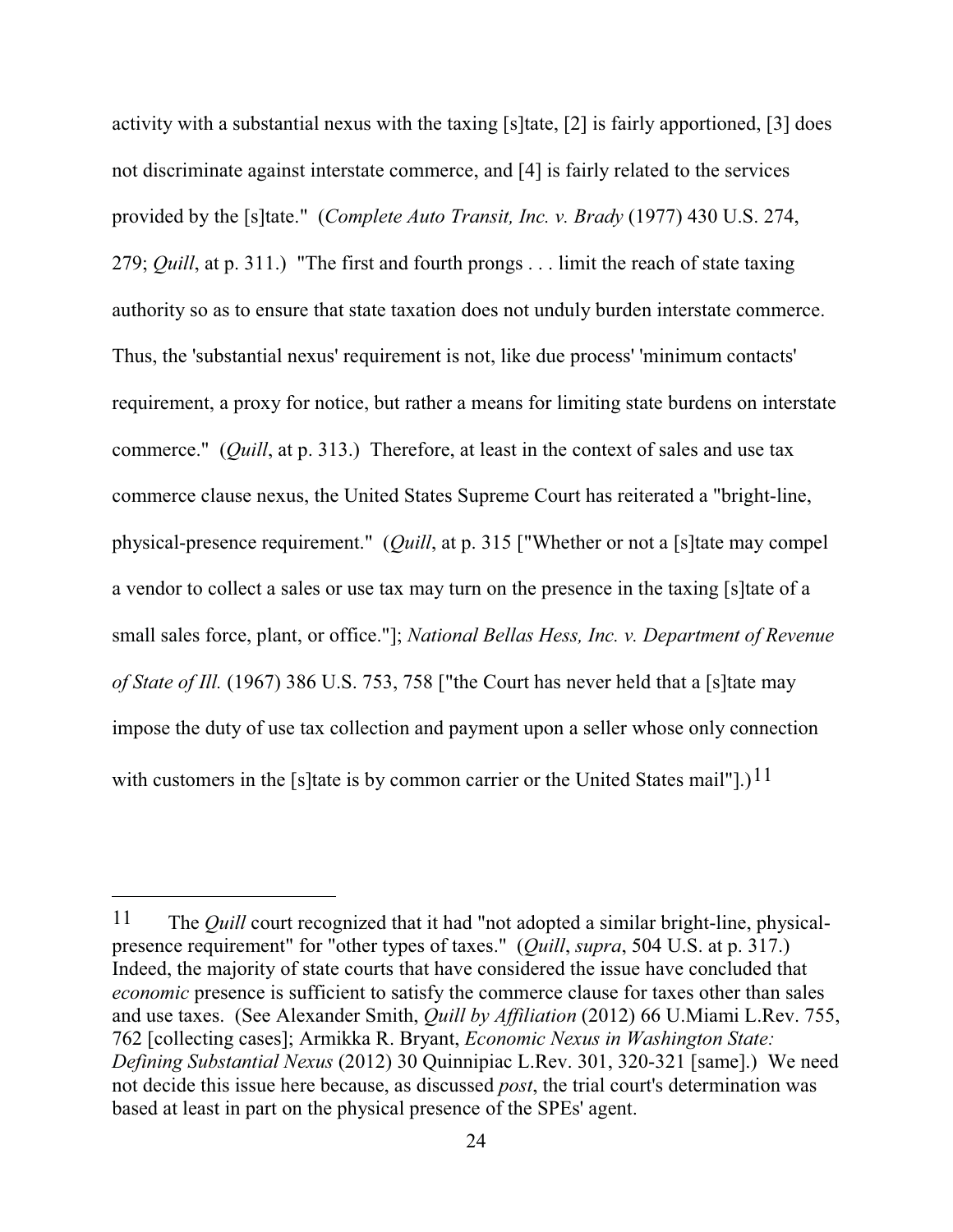activity with a substantial nexus with the taxing [s]tate, [2] is fairly apportioned, [3] does not discriminate against interstate commerce, and [4] is fairly related to the services provided by the [s]tate." (*Complete Auto Transit, Inc. v. Brady* (1977) 430 U.S. 274, 279; *Quill*, at p. 311.) "The first and fourth prongs . . . limit the reach of state taxing authority so as to ensure that state taxation does not unduly burden interstate commerce. Thus, the 'substantial nexus' requirement is not, like due process' 'minimum contacts' requirement, a proxy for notice, but rather a means for limiting state burdens on interstate commerce." (*Quill*, at p. 313.) Therefore, at least in the context of sales and use tax commerce clause nexus, the United States Supreme Court has reiterated a "bright-line, physical-presence requirement." (*Quill*, at p. 315 ["Whether or not a [s]tate may compel a vendor to collect a sales or use tax may turn on the presence in the taxing [s]tate of a small sales force, plant, or office."]; *National Bellas Hess, Inc. v. Department of Revenue of State of Ill.* (1967) 386 U.S. 753, 758 ["the Court has never held that a [s]tate may impose the duty of use tax collection and payment upon a seller whose only connection with customers in the [s]tate is by common carrier or the United States mail"].)[11]

---

[11] The *Quill* court recognized that it had "not adopted a similar bright-line, physical-presence requirement" for "other types of taxes." (*Quill*, *supra*, 504 U.S. at p. 317.) Indeed, the majority of state courts that have considered the issue have concluded that *economic* presence is sufficient to satisfy the commerce clause for taxes other than sales and use taxes. (See Alexander Smith, *Quill by Affiliation* (2012) 66 U.Miami L.Rev. 755, 762 [collecting cases]; Armikka R. Bryant, *Economic Nexus in Washington State: Defining Substantial Nexus* (2012) 30 Quinnipiac L.Rev. 301, 320-321 [same].) We need not decide this issue here because, as discussed *post*, the trial court's determination was based at least in part on the physical presence of the SPEs' agent.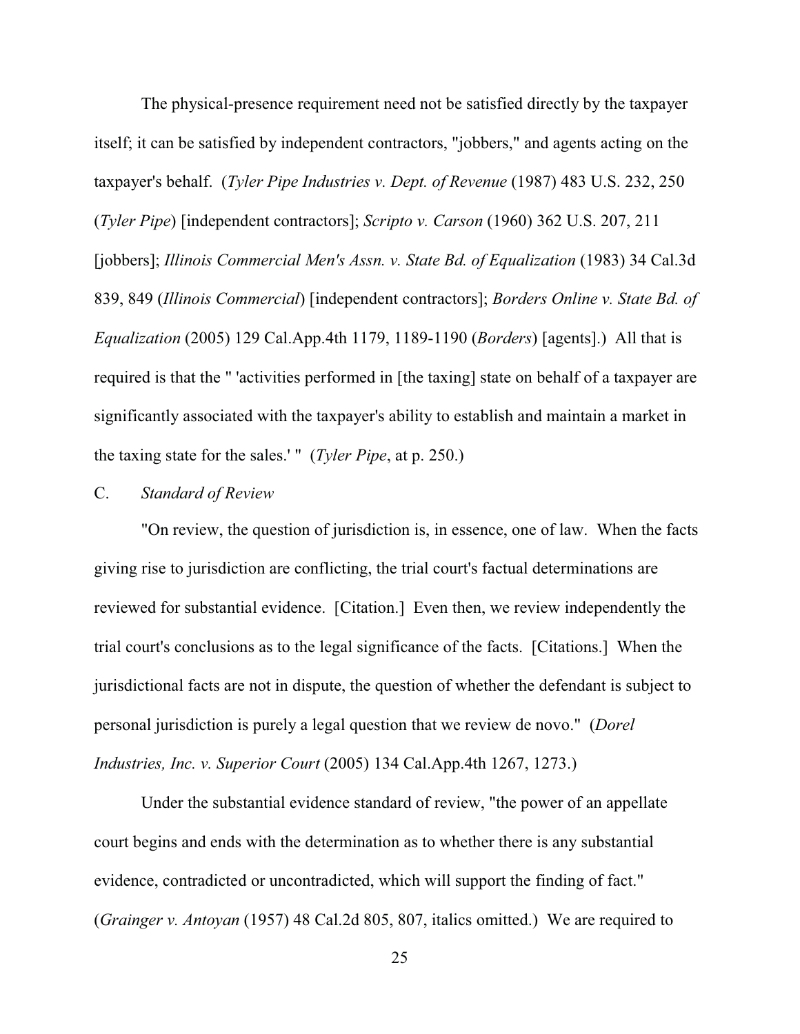The physical-presence requirement need not be satisfied directly by the taxpayer itself; it can be satisfied by independent contractors, "jobbers," and agents acting on the taxpayer's behalf. (*Tyler Pipe Industries v. Dept. of Revenue* (1987) 483 U.S. 232, 250 (*Tyler Pipe*) [independent contractors]; *Scripto v. Carson* (1960) 362 U.S. 207, 211 [jobbers]; *Illinois Commercial Men's Assn. v. State Bd. of Equalization* (1983) 34 Cal.3d 839, 849 (*Illinois Commercial*) [independent contractors]; *Borders Online v. State Bd. of Equalization* (2005) 129 Cal.App.4th 1179, 1189-1190 (*Borders*) [agents].) All that is required is that the " 'activities performed in [the taxing] state on behalf of a taxpayer are significantly associated with the taxpayer's ability to establish and maintain a market in the taxing state for the sales.' " (*Tyler Pipe*, at p. 250.)

C. *Standard of Review*

"On review, the question of jurisdiction is, in essence, one of law. When the facts giving rise to jurisdiction are conflicting, the trial court's factual determinations are reviewed for substantial evidence. [Citation.] Even then, we review independently the trial court's conclusions as to the legal significance of the facts. [Citations.] When the jurisdictional facts are not in dispute, the question of whether the defendant is subject to personal jurisdiction is purely a legal question that we review de novo." (*Dorel Industries, Inc. v. Superior Court* (2005) 134 Cal.App.4th 1267, 1273.)

Under the substantial evidence standard of review, "the power of an appellate court begins and ends with the determination as to whether there is any substantial evidence, contradicted or uncontradicted, which will support the finding of fact." (*Grainger v. Antoyan* (1957) 48 Cal.2d 805, 807, italics omitted.) We are required to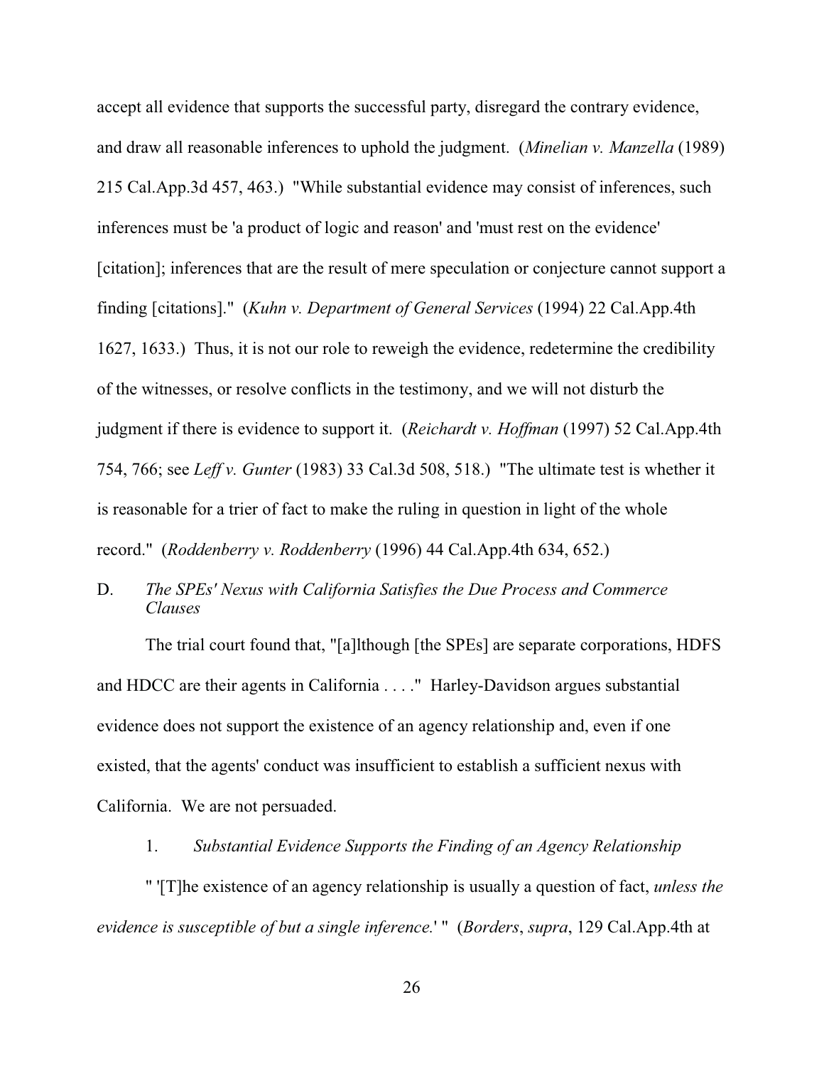accept all evidence that supports the successful party, disregard the contrary evidence, and draw all reasonable inferences to uphold the judgment. (*Minelian v. Manzella* (1989) 215 Cal.App.3d 457, 463.) "While substantial evidence may consist of inferences, such inferences must be 'a product of logic and reason' and 'must rest on the evidence' [citation]; inferences that are the result of mere speculation or conjecture cannot support a finding [citations]." (*Kuhn v. Department of General Services* (1994) 22 Cal.App.4th 1627, 1633.) Thus, it is not our role to reweigh the evidence, redetermine the credibility of the witnesses, or resolve conflicts in the testimony, and we will not disturb the judgment if there is evidence to support it. (*Reichardt v. Hoffman* (1997) 52 Cal.App.4th 754, 766; see *Leff v. Gunter* (1983) 33 Cal.3d 508, 518.) "The ultimate test is whether it is reasonable for a trier of fact to make the ruling in question in light of the whole record." (*Roddenberry v. Roddenberry* (1996) 44 Cal.App.4th 634, 652.)

### D. *The SPEs' Nexus with California Satisfies the Due Process and Commerce Clauses*

The trial court found that, "[a]lthough [the SPEs] are separate corporations, HDFS and HDCC are their agents in California . . . ." Harley-Davidson argues substantial evidence does not support the existence of an agency relationship and, even if one existed, that the agents' conduct was insufficient to establish a sufficient nexus with California. We are not persuaded.

#### 1. *Substantial Evidence Supports the Finding of an Agency Relationship*

" '[T]he existence of an agency relationship is usually a question of fact, *unless the evidence is susceptible of but a single inference.*' " (*Borders*, *supra*, 129 Cal.App.4th at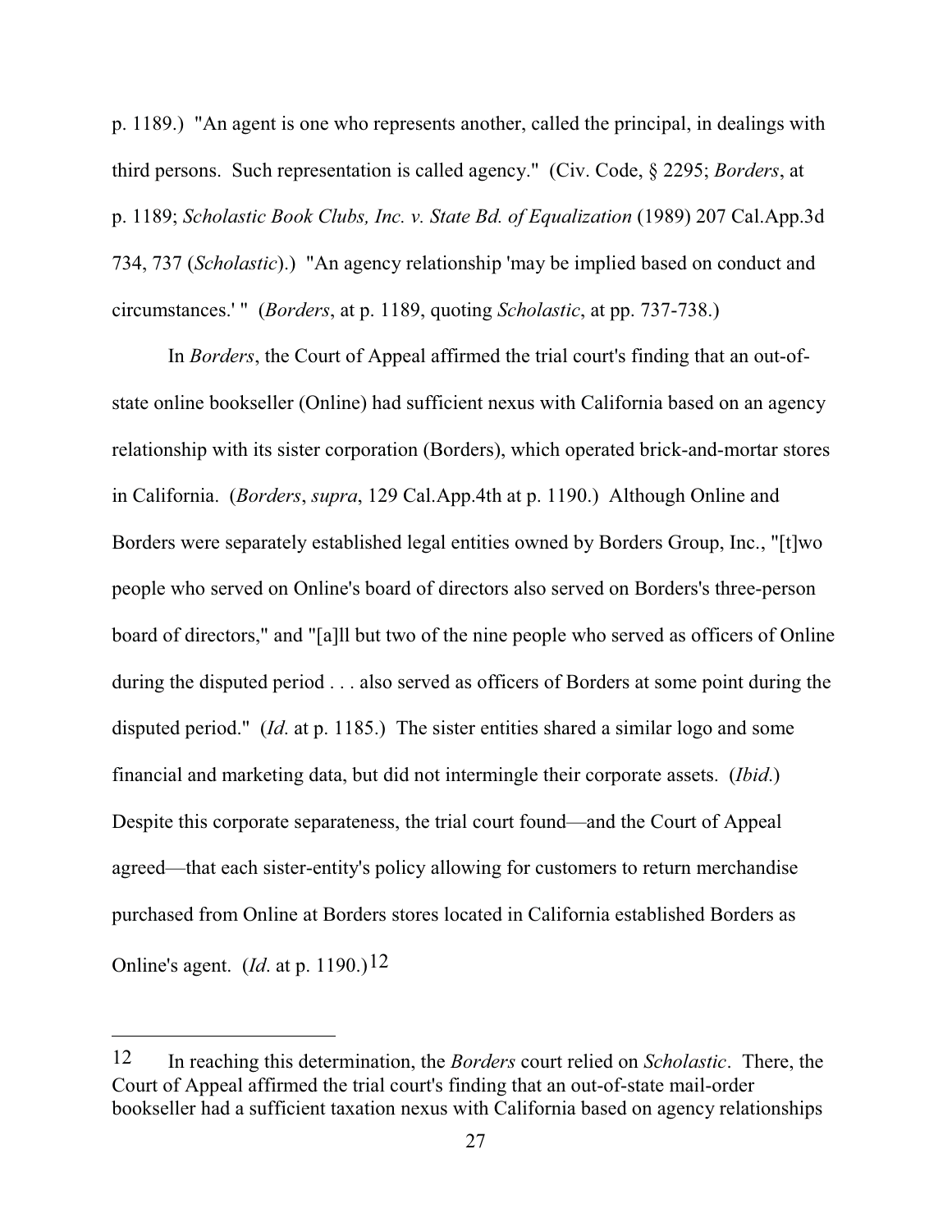p. 1189.) "An agent is one who represents another, called the principal, in dealings with third persons. Such representation is called agency." (Civ. Code, § 2295; *Borders*, at p. 1189; *Scholastic Book Clubs, Inc. v. State Bd. of Equalization* (1989) 207 Cal.App.3d 734, 737 (*Scholastic*).) "An agency relationship 'may be implied based on conduct and circumstances.' " (*Borders*, at p. 1189, quoting *Scholastic*, at pp. 737-738.)

In *Borders*, the Court of Appeal affirmed the trial court's finding that an out-of-state online bookseller (Online) had sufficient nexus with California based on an agency relationship with its sister corporation (Borders), which operated brick-and-mortar stores in California. (*Borders*, *supra*, 129 Cal.App.4th at p. 1190.) Although Online and Borders were separately established legal entities owned by Borders Group, Inc., "[t]wo people who served on Online's board of directors also served on Borders's three-person board of directors," and "[a]ll but two of the nine people who served as officers of Online during the disputed period . . . also served as officers of Borders at some point during the disputed period." (*Id.* at p. 1185.) The sister entities shared a similar logo and some financial and marketing data, but did not intermingle their corporate assets. (*Ibid.*) Despite this corporate separateness, the trial court found—and the Court of Appeal agreed—that each sister-entity's policy allowing for customers to return merchandise purchased from Online at Borders stores located in California established Borders as Online's agent. (*Id.* at p. 1190.)[12]

---

[12] In reaching this determination, the *Borders* court relied on *Scholastic*. There, the Court of Appeal affirmed the trial court's finding that an out-of-state mail-order bookseller had a sufficient taxation nexus with California based on agency relationships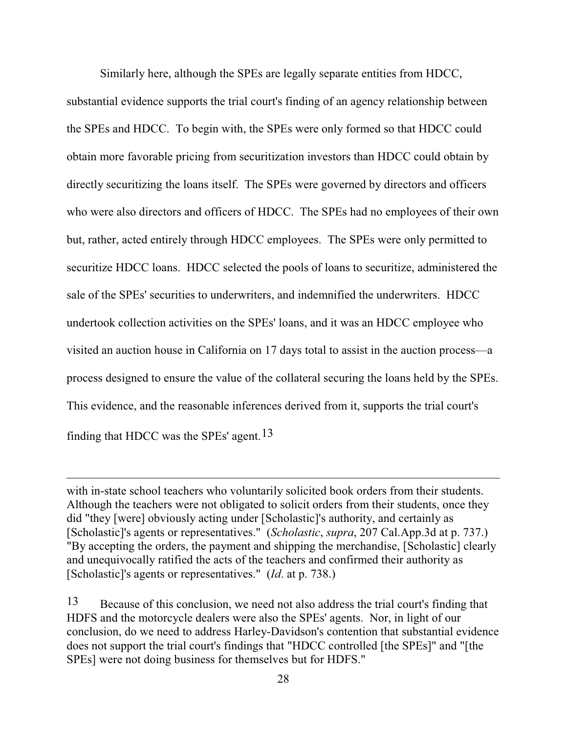Similarly here, although the SPEs are legally separate entities from HDCC, substantial evidence supports the trial court's finding of an agency relationship between the SPEs and HDCC. To begin with, the SPEs were only formed so that HDCC could obtain more favorable pricing from securitization investors than HDCC could obtain by directly securitizing the loans itself. The SPEs were governed by directors and officers who were also directors and officers of HDCC. The SPEs had no employees of their own but, rather, acted entirely through HDCC employees. The SPEs were only permitted to securitize HDCC loans. HDCC selected the pools of loans to securitize, administered the sale of the SPEs' securities to underwriters, and indemnified the underwriters. HDCC undertook collection activities on the SPEs' loans, and it was an HDCC employee who visited an auction house in California on 17 days total to assist in the auction process—a process designed to ensure the value of the collateral securing the loans held by the SPEs. This evidence, and the reasonable inferences derived from it, supports the trial court's finding that HDCC was the SPEs' agent.[13]

---

with in-state school teachers who voluntarily solicited book orders from their students. Although the teachers were not obligated to solicit orders from their students, once they did "they [were] obviously acting under [Scholastic]'s authority, and certainly as [Scholastic]'s agents or representatives." (*Scholastic*, *supra*, 207 Cal.App.3d at p. 737.) "By accepting the orders, the payment and shipping the merchandise, [Scholastic] clearly and unequivocally ratified the acts of the teachers and confirmed their authority as [Scholastic]'s agents or representatives." (*Id*. at p. 738.)

[13] Because of this conclusion, we need not also address the trial court's finding that HDFS and the motorcycle dealers were also the SPEs' agents. Nor, in light of our conclusion, do we need to address Harley-Davidson's contention that substantial evidence does not support the trial court's findings that "HDCC controlled [the SPEs]" and "[the SPEs] were not doing business for themselves but for HDFS."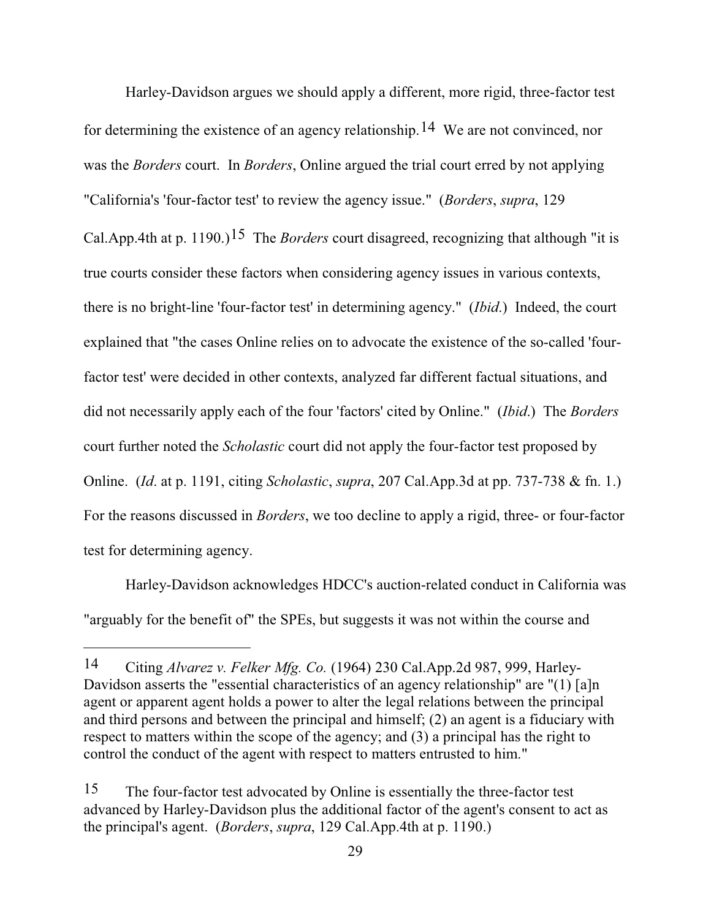Harley-Davidson argues we should apply a different, more rigid, three-factor test for determining the existence of an agency relationship.[14] We are not convinced, nor was the *Borders* court. In *Borders*, Online argued the trial court erred by not applying "California's 'four-factor test' to review the agency issue." (*Borders*, *supra*, 129 Cal.App.4th at p. 1190.)[15] The *Borders* court disagreed, recognizing that although "it is true courts consider these factors when considering agency issues in various contexts, there is no bright-line 'four-factor test' in determining agency." (*Ibid*.) Indeed, the court explained that "the cases Online relies on to advocate the existence of the so-called 'four-factor test' were decided in other contexts, analyzed far different factual situations, and did not necessarily apply each of the four 'factors' cited by Online." (*Ibid*.) The *Borders* court further noted the *Scholastic* court did not apply the four-factor test proposed by Online. (*Id*. at p. 1191, citing *Scholastic*, *supra*, 207 Cal.App.3d at pp. 737-738 & fn. 1.) For the reasons discussed in *Borders*, we too decline to apply a rigid, three- or four-factor test for determining agency.

Harley-Davidson acknowledges HDCC's auction-related conduct in California was "arguably for the benefit of" the SPEs, but suggests it was not within the course and

---

[14] Citing *Alvarez v. Felker Mfg. Co.* (1964) 230 Cal.App.2d 987, 999, Harley-Davidson asserts the "essential characteristics of an agency relationship" are "(1) [a]n agent or apparent agent holds a power to alter the legal relations between the principal and third persons and between the principal and himself; (2) an agent is a fiduciary with respect to matters within the scope of the agency; and (3) a principal has the right to control the conduct of the agent with respect to matters entrusted to him."

[15] The four-factor test advocated by Online is essentially the three-factor test advanced by Harley-Davidson plus the additional factor of the agent's consent to act as the principal's agent. (*Borders*, *supra*, 129 Cal.App.4th at p. 1190.)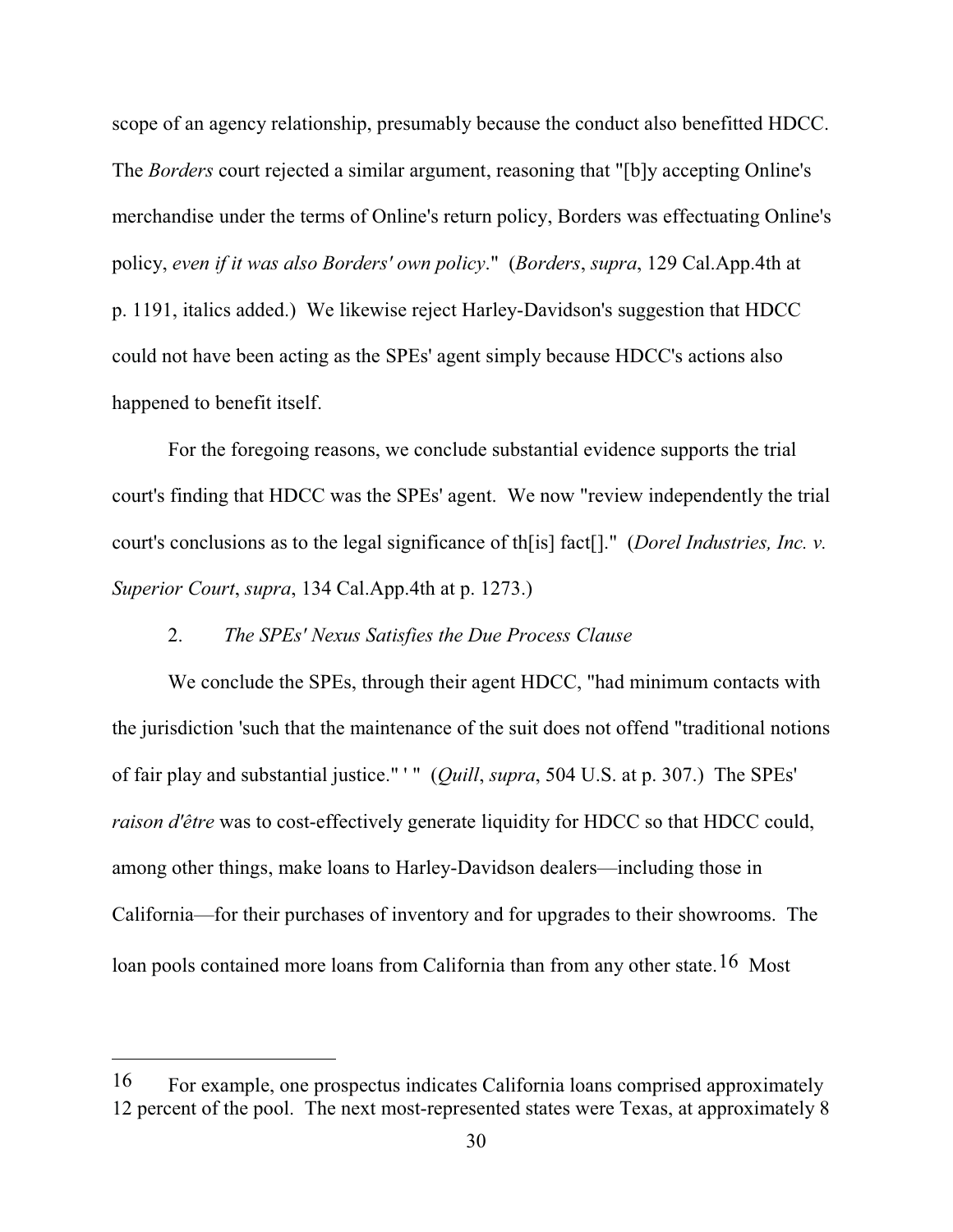scope of an agency relationship, presumably because the conduct also benefitted HDCC. The *Borders* court rejected a similar argument, reasoning that "[b]y accepting Online's merchandise under the terms of Online's return policy, Borders was effectuating Online's policy, *even if it was also Borders' own policy*." (*Borders*, *supra*, 129 Cal.App.4th at p. 1191, italics added.) We likewise reject Harley-Davidson's suggestion that HDCC could not have been acting as the SPEs' agent simply because HDCC's actions also happened to benefit itself.

For the foregoing reasons, we conclude substantial evidence supports the trial court's finding that HDCC was the SPEs' agent. We now "review independently the trial court's conclusions as to the legal significance of th[is] fact[]." (*Dorel Industries, Inc. v. Superior Court*, *supra*, 134 Cal.App.4th at p. 1273.)

### 2. *The SPEs' Nexus Satisfies the Due Process Clause*

We conclude the SPEs, through their agent HDCC, "had minimum contacts with the jurisdiction 'such that the maintenance of the suit does not offend "traditional notions of fair play and substantial justice." ' " (*Quill*, *supra*, 504 U.S. at p. 307.) The SPEs' *raison d'être* was to cost-effectively generate liquidity for HDCC so that HDCC could, among other things, make loans to Harley-Davidson dealers—including those in California—for their purchases of inventory and for upgrades to their showrooms. The loan pools contained more loans from California than from any other state.[16] Most

---

[16] For example, one prospectus indicates California loans comprised approximately 12 percent of the pool. The next most-represented states were Texas, at approximately 8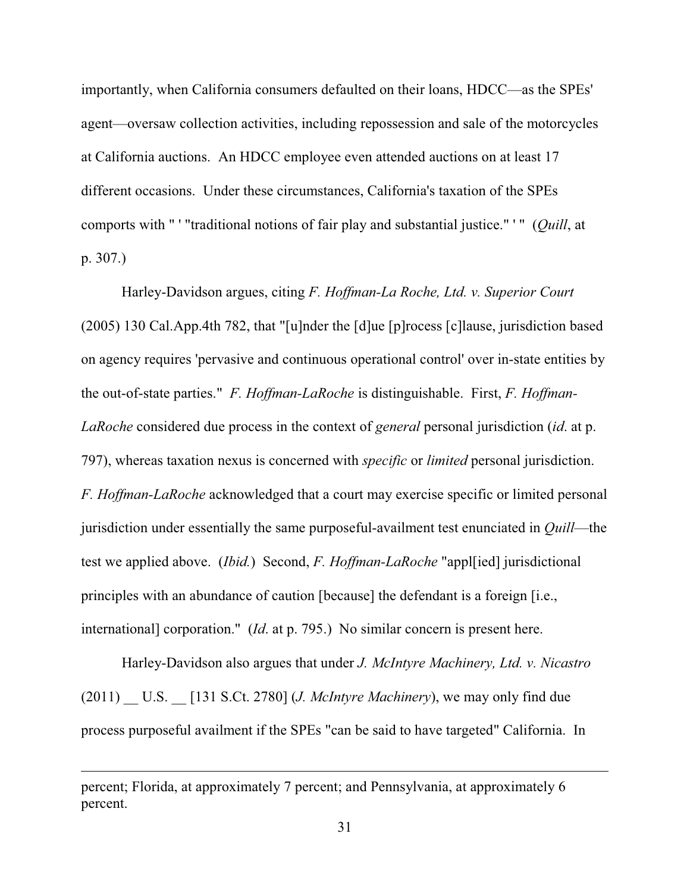importantly, when California consumers defaulted on their loans, HDCC—as the SPEs' agent—oversaw collection activities, including repossession and sale of the motorcycles at California auctions. An HDCC employee even attended auctions on at least 17 different occasions. Under these circumstances, California's taxation of the SPEs comports with " ' "traditional notions of fair play and substantial justice." ' " (*Quill*, at p. 307.)

Harley-Davidson argues, citing *F. Hoffman-La Roche, Ltd. v. Superior Court* (2005) 130 Cal.App.4th 782, that "[u]nder the [d]ue [p]rocess [c]lause, jurisdiction based on agency requires 'pervasive and continuous operational control' over in-state entities by the out-of-state parties." *F. Hoffman-LaRoche* is distinguishable. First, *F. Hoffman-LaRoche* considered due process in the context of *general* personal jurisdiction (*id.* at p. 797), whereas taxation nexus is concerned with *specific* or *limited* personal jurisdiction. *F. Hoffman-LaRoche* acknowledged that a court may exercise specific or limited personal jurisdiction under essentially the same purposeful-availment test enunciated in *Quill*—the test we applied above. (*Ibid.*) Second, *F. Hoffman-LaRoche* "appl[ied] jurisdictional principles with an abundance of caution [because] the defendant is a foreign [i.e., international] corporation." (*Id.* at p. 795.) No similar concern is present here.

Harley-Davidson also argues that under *J. McIntyre Machinery, Ltd. v. Nicastro* (2011) __ U.S. __ [131 S.Ct. 2780] (*J. McIntyre Machinery*), we may only find due process purposeful availment if the SPEs "can be said to have targeted" California. In

---

percent; Florida, at approximately 7 percent; and Pennsylvania, at approximately 6 percent.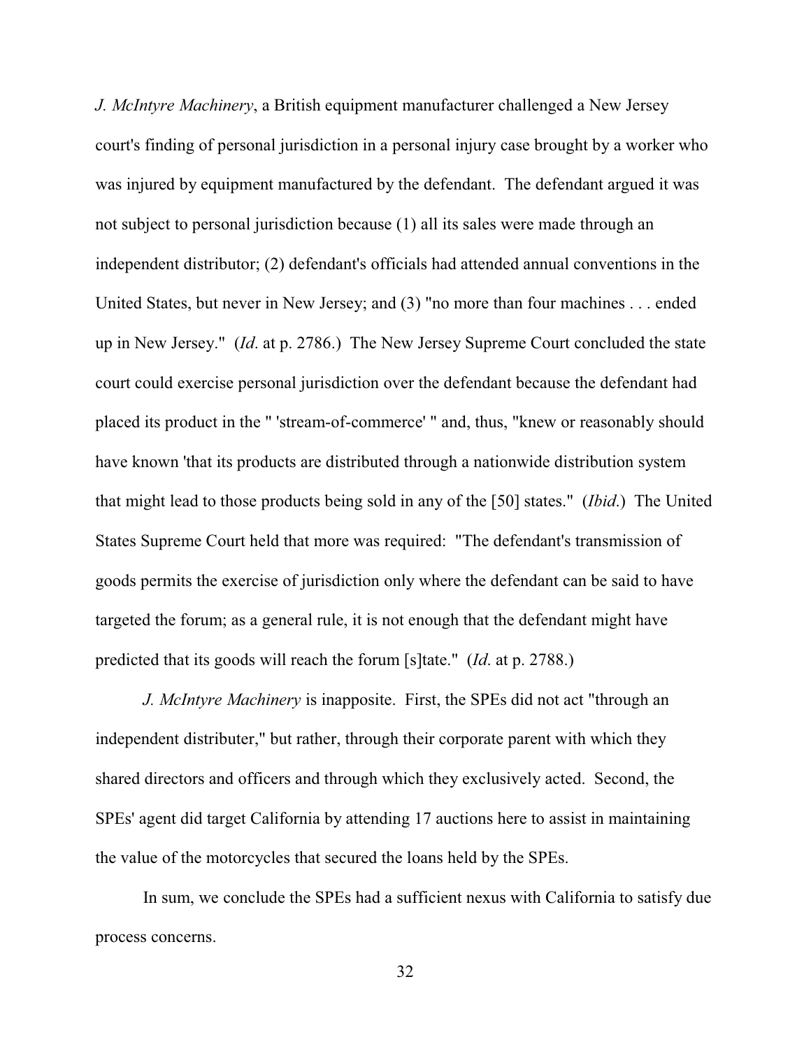*J. McIntyre Machinery*, a British equipment manufacturer challenged a New Jersey court's finding of personal jurisdiction in a personal injury case brought by a worker who was injured by equipment manufactured by the defendant. The defendant argued it was not subject to personal jurisdiction because (1) all its sales were made through an independent distributor; (2) defendant's officials had attended annual conventions in the United States, but never in New Jersey; and (3) "no more than four machines . . . ended up in New Jersey." (*Id*. at p. 2786.) The New Jersey Supreme Court concluded the state court could exercise personal jurisdiction over the defendant because the defendant had placed its product in the " 'stream-of-commerce' " and, thus, "knew or reasonably should have known 'that its products are distributed through a nationwide distribution system that might lead to those products being sold in any of the [50] states." (*Ibid*.) The United States Supreme Court held that more was required: "The defendant's transmission of goods permits the exercise of jurisdiction only where the defendant can be said to have targeted the forum; as a general rule, it is not enough that the defendant might have predicted that its goods will reach the forum [s]tate." (*Id*. at p. 2788.)

*J. McIntyre Machinery* is inapposite. First, the SPEs did not act "through an independent distributer," but rather, through their corporate parent with which they shared directors and officers and through which they exclusively acted. Second, the SPEs' agent did target California by attending 17 auctions here to assist in maintaining the value of the motorcycles that secured the loans held by the SPEs.

In sum, we conclude the SPEs had a sufficient nexus with California to satisfy due process concerns.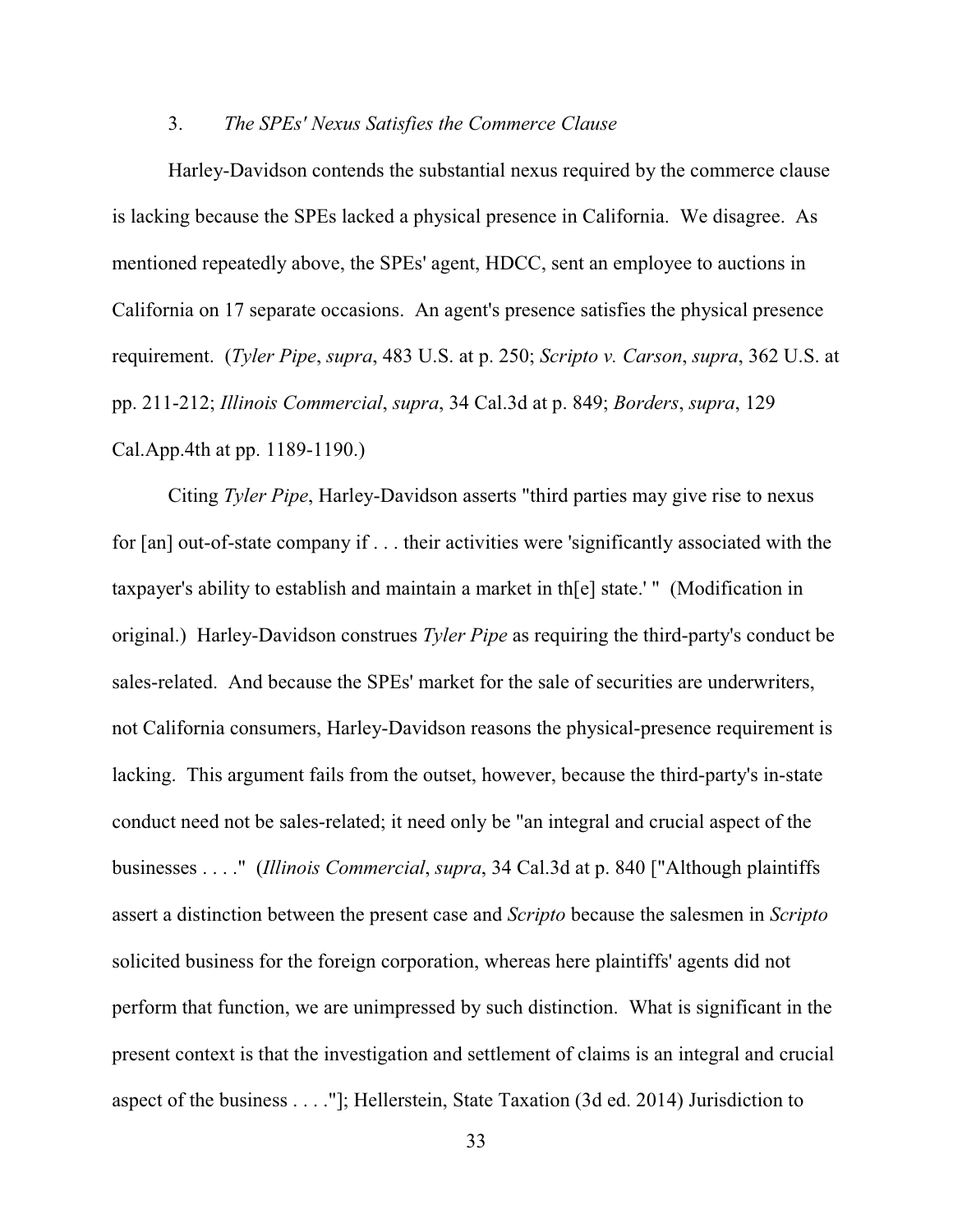### 3. *The SPEs' Nexus Satisfies the Commerce Clause*

Harley-Davidson contends the substantial nexus required by the commerce clause is lacking because the SPEs lacked a physical presence in California. We disagree. As mentioned repeatedly above, the SPEs' agent, HDCC, sent an employee to auctions in California on 17 separate occasions. An agent's presence satisfies the physical presence requirement. (*Tyler Pipe*, *supra*, 483 U.S. at p. 250; *Scripto v. Carson*, *supra*, 362 U.S. at pp. 211-212; *Illinois Commercial*, *supra*, 34 Cal.3d at p. 849; *Borders*, *supra*, 129 Cal.App.4th at pp. 1189-1190.)

Citing *Tyler Pipe*, Harley-Davidson asserts "third parties may give rise to nexus for [an] out-of-state company if . . . their activities were 'significantly associated with the taxpayer's ability to establish and maintain a market in th[e] state.' " (Modification in original.) Harley-Davidson construes *Tyler Pipe* as requiring the third-party's conduct be sales-related. And because the SPEs' market for the sale of securities are underwriters, not California consumers, Harley-Davidson reasons the physical-presence requirement is lacking. This argument fails from the outset, however, because the third-party's in-state conduct need not be sales-related; it need only be "an integral and crucial aspect of the businesses . . . ." (*Illinois Commercial*, *supra*, 34 Cal.3d at p. 840 ["Although plaintiffs assert a distinction between the present case and *Scripto* because the salesmen in *Scripto* solicited business for the foreign corporation, whereas here plaintiffs' agents did not perform that function, we are unimpressed by such distinction. What is significant in the present context is that the investigation and settlement of claims is an integral and crucial aspect of the business . . . ."]; Hellerstein, State Taxation (3d ed. 2014) Jurisdiction to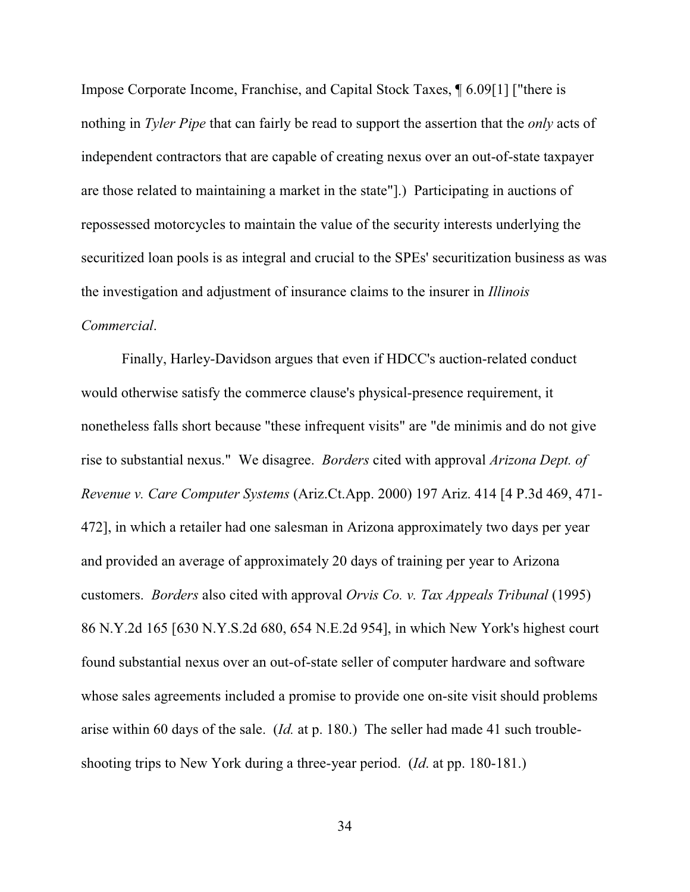Impose Corporate Income, Franchise, and Capital Stock Taxes, ¶ 6.09[1] ["there is nothing in *Tyler Pipe* that can fairly be read to support the assertion that the *only* acts of independent contractors that are capable of creating nexus over an out-of-state taxpayer are those related to maintaining a market in the state"].) Participating in auctions of repossessed motorcycles to maintain the value of the security interests underlying the securitized loan pools is as integral and crucial to the SPEs' securitization business as was the investigation and adjustment of insurance claims to the insurer in *Illinois Commercial*.

Finally, Harley-Davidson argues that even if HDCC's auction-related conduct would otherwise satisfy the commerce clause's physical-presence requirement, it nonetheless falls short because "these infrequent visits" are "de minimis and do not give rise to substantial nexus." We disagree. *Borders* cited with approval *Arizona Dept. of Revenue v. Care Computer Systems* (Ariz.Ct.App. 2000) 197 Ariz. 414 [4 P.3d 469, 471-472], in which a retailer had one salesman in Arizona approximately two days per year and provided an average of approximately 20 days of training per year to Arizona customers. *Borders* also cited with approval *Orvis Co. v. Tax Appeals Tribunal* (1995) 86 N.Y.2d 165 [630 N.Y.S.2d 680, 654 N.E.2d 954], in which New York's highest court found substantial nexus over an out-of-state seller of computer hardware and software whose sales agreements included a promise to provide one on-site visit should problems arise within 60 days of the sale. (*Id.* at p. 180.) The seller had made 41 such trouble-shooting trips to New York during a three-year period. (*Id*. at pp. 180-181.)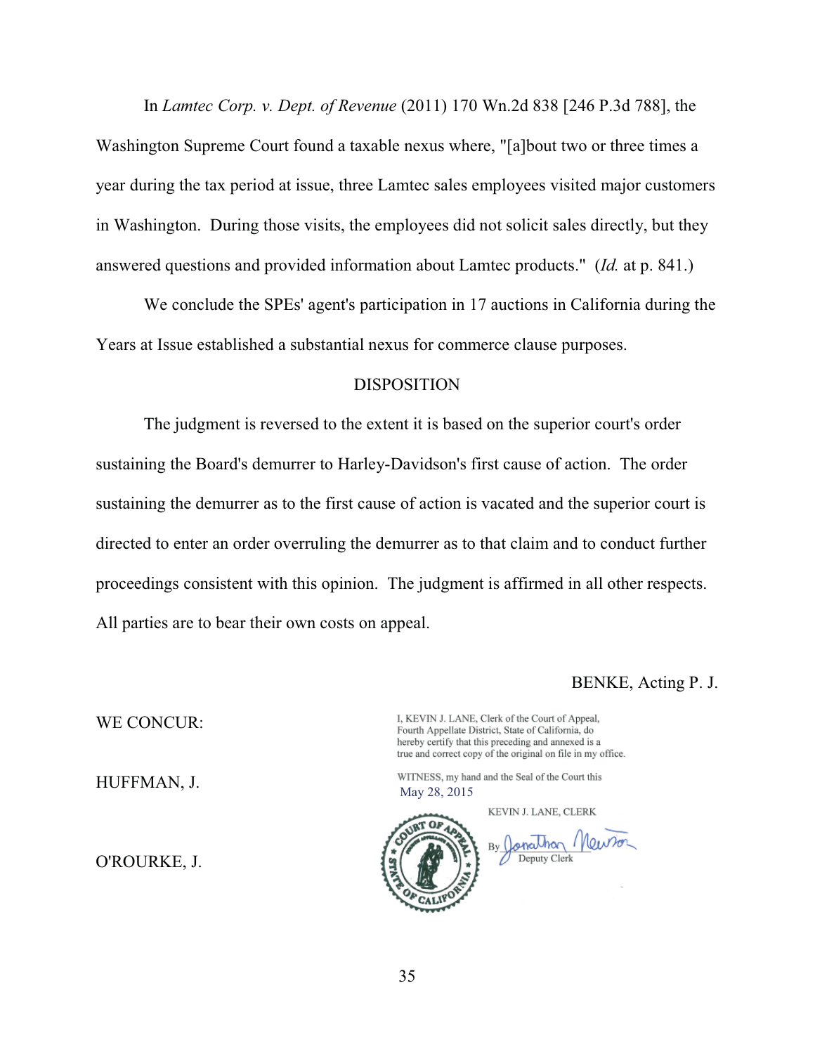In *Lamtec Corp. v. Dept. of Revenue* (2011) 170 Wn.2d 838 [246 P.3d 788], the Washington Supreme Court found a taxable nexus where, "[a]bout two or three times a year during the tax period at issue, three Lamtec sales employees visited major customers in Washington. During those visits, the employees did not solicit sales directly, but they answered questions and provided information about Lamtec products." (*Id.* at p. 841.)

We conclude the SPEs' agent's participation in 17 auctions in California during the Years at Issue established a substantial nexus for commerce clause purposes.

## DISPOSITION

The judgment is reversed to the extent it is based on the superior court's order sustaining the Board's demurrer to Harley-Davidson's first cause of action. The order sustaining the demurrer as to the first cause of action is vacated and the superior court is directed to enter an order overruling the demurrer as to that claim and to conduct further proceedings consistent with this opinion. The judgment is affirmed in all other respects. All parties are to bear their own costs on appeal.

BENKE, Acting P. J.

WE CONCUR:

HUFFMAN, J.

O'ROURKE, J.

I, KEVIN J. LANE, Clerk of the Court of Appeal, Fourth Appellate District, State of California, do hereby certify that this preceding and annexed is a true and correct copy of the original on file in my office.

WITNESS, my hand and the Seal of the Court this May 28, 2015

KEVIN J. LANE, CLERK

By Jonathan Newson
Deputy Clerk